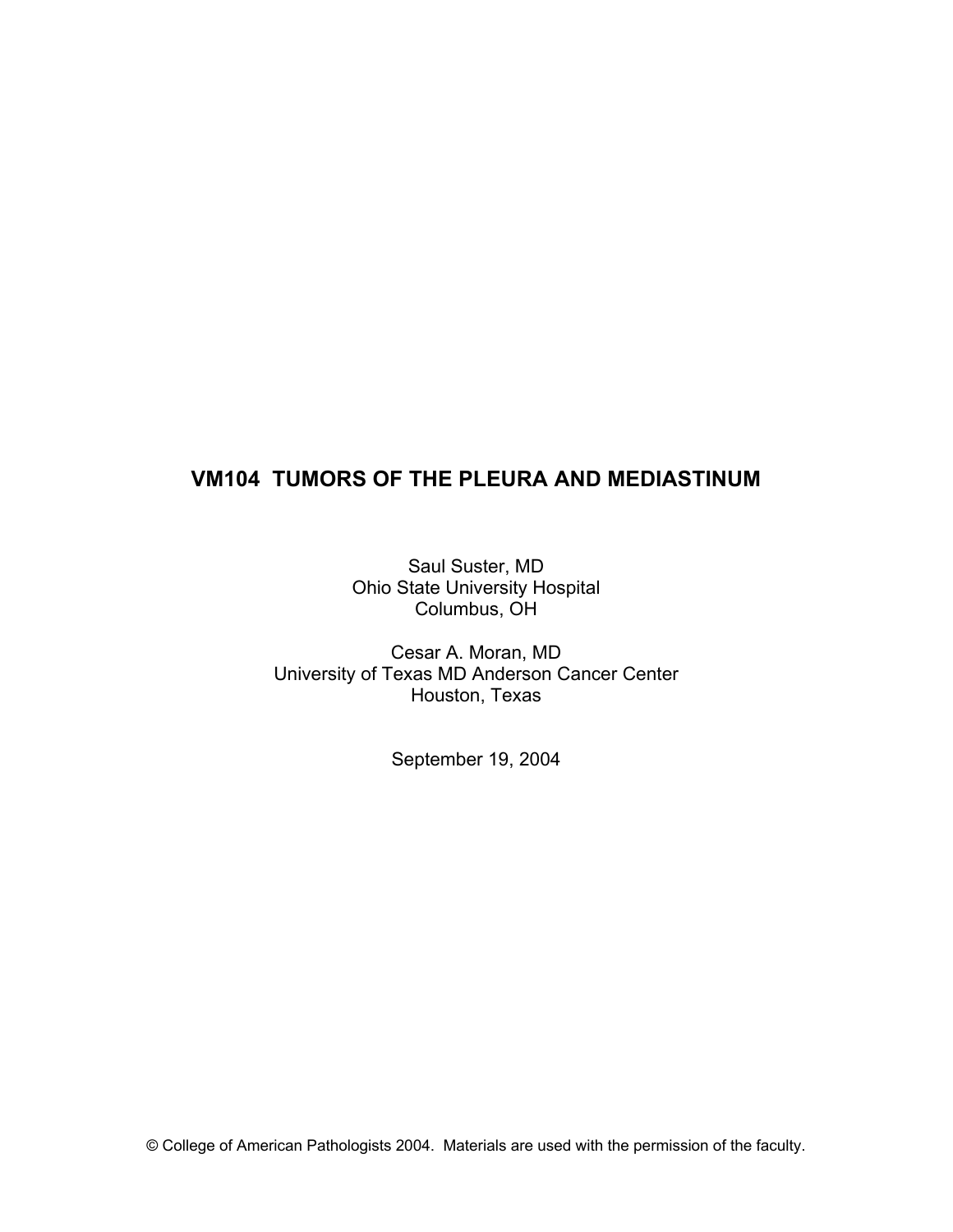# VM104 TUMORS OF THE PLEURA AND MEDIASTINUM

Saul Suster, MD
Ohio State University Hospital
Columbus, OH

Cesar A. Moran, MD
University of Texas MD Anderson Cancer Center
Houston, Texas

September 19, 2004

© College of American Pathologists 2004. Materials are used with the permission of the faculty.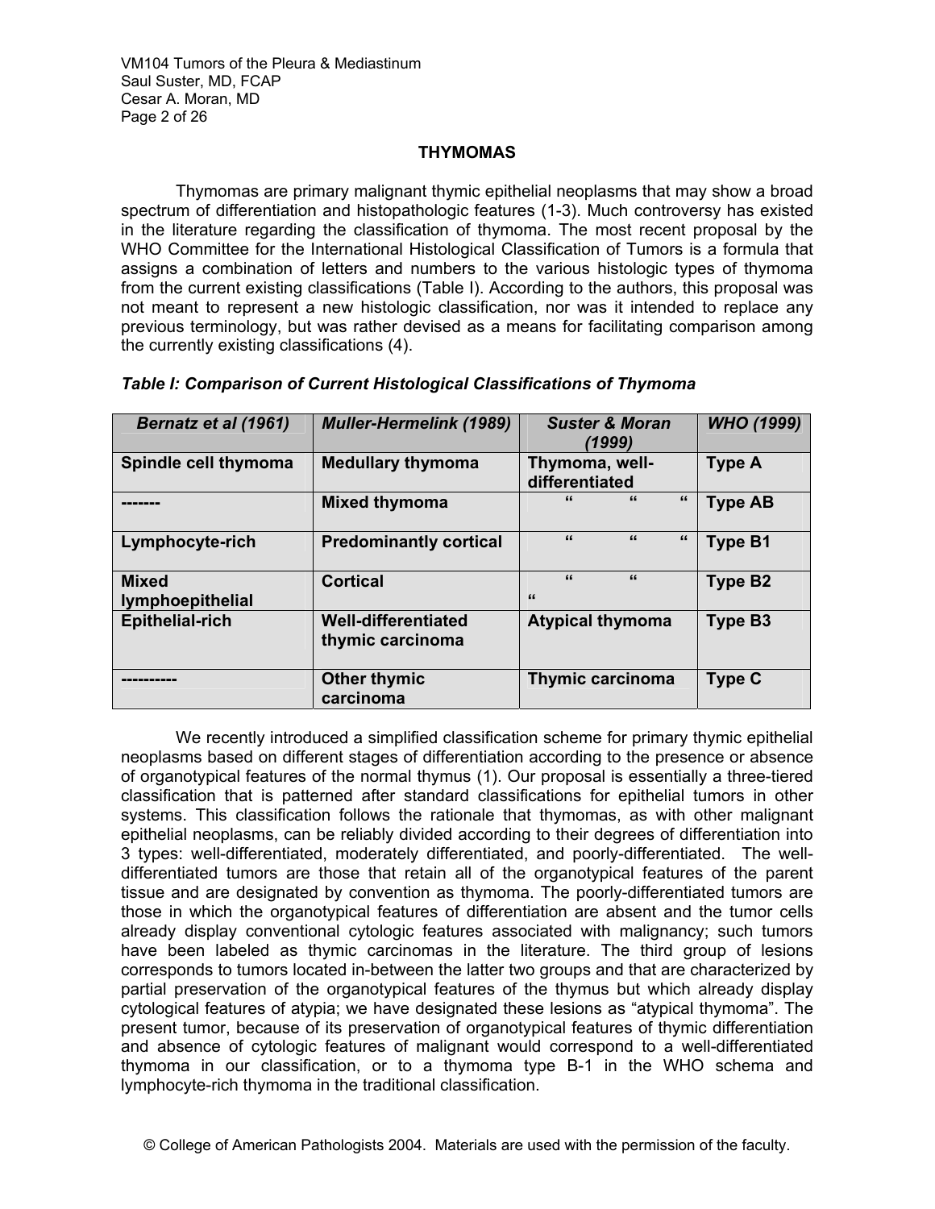## THYMOMAS

Thymomas are primary malignant thymic epithelial neoplasms that may show a broad spectrum of differentiation and histopathologic features (1-3). Much controversy has existed in the literature regarding the classification of thymoma. The most recent proposal by the WHO Committee for the International Histological Classification of Tumors is a formula that assigns a combination of letters and numbers to the various histologic types of thymoma from the current existing classifications (Table I). According to the authors, this proposal was not meant to represent a new histologic classification, nor was it intended to replace any previous terminology, but was rather devised as a means for facilitating comparison among the currently existing classifications (4).

***Table I: Comparison of Current Histological Classifications of Thymoma***

| *Bernatz et al (1961)* | *Muller-Hermelink (1989)* | *Suster & Moran (1999)* | *WHO (1999)* |
|---|---|---|---|
| **Spindle cell thymoma** | **Medullary thymoma** | **Thymoma, well-differentiated** | **Type A** |
| **-------** | **Mixed thymoma** | " " " | **Type AB** |
| **Lymphocyte-rich** | **Predominantly cortical** | " " " | **Type B1** |
| **Mixed lymphoepithelial** | **Cortical** | " " " | **Type B2** |
| **Epithelial-rich** | **Well-differentiated thymic carcinoma** | **Atypical thymoma** | **Type B3** |
| **----------** | **Other thymic carcinoma** | **Thymic carcinoma** | **Type C** |

We recently introduced a simplified classification scheme for primary thymic epithelial neoplasms based on different stages of differentiation according to the presence or absence of organotypical features of the normal thymus (1). Our proposal is essentially a three-tiered classification that is patterned after standard classifications for epithelial tumors in other systems. This classification follows the rationale that thymomas, as with other malignant epithelial neoplasms, can be reliably divided according to their degrees of differentiation into 3 types: well-differentiated, moderately differentiated, and poorly-differentiated. The well-differentiated tumors are those that retain all of the organotypical features of the parent tissue and are designated by convention as thymoma. The poorly-differentiated tumors are those in which the organotypical features of differentiation are absent and the tumor cells already display conventional cytologic features associated with malignancy; such tumors have been labeled as thymic carcinomas in the literature. The third group of lesions corresponds to tumors located in-between the latter two groups and that are characterized by partial preservation of the organotypical features of the thymus but which already display cytological features of atypia; we have designated these lesions as "atypical thymoma". The present tumor, because of its preservation of organotypical features of thymic differentiation and absence of cytologic features of malignant would correspond to a well-differentiated thymoma in our classification, or to a thymoma type B-1 in the WHO schema and lymphocyte-rich thymoma in the traditional classification.

© College of American Pathologists 2004. Materials are used with the permission of the faculty.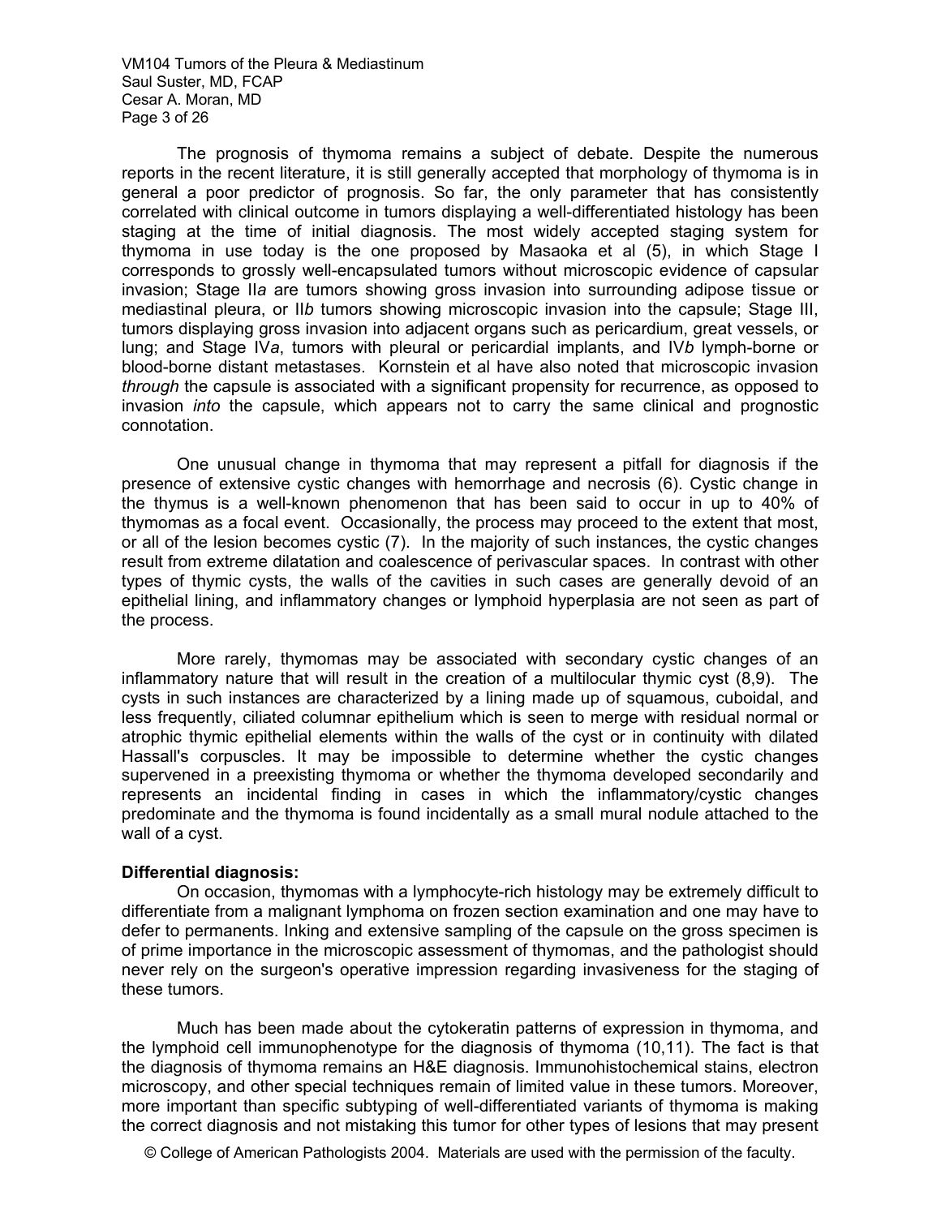The prognosis of thymoma remains a subject of debate. Despite the numerous reports in the recent literature, it is still generally accepted that morphology of thymoma is in general a poor predictor of prognosis. So far, the only parameter that has consistently correlated with clinical outcome in tumors displaying a well-differentiated histology has been staging at the time of initial diagnosis. The most widely accepted staging system for thymoma in use today is the one proposed by Masaoka et al (5), in which Stage I corresponds to grossly well-encapsulated tumors without microscopic evidence of capsular invasion; Stage II*a* are tumors showing gross invasion into surrounding adipose tissue or mediastinal pleura, or II*b* tumors showing microscopic invasion into the capsule; Stage III, tumors displaying gross invasion into adjacent organs such as pericardium, great vessels, or lung; and Stage IV*a*, tumors with pleural or pericardial implants, and IV*b* lymph-borne or blood-borne distant metastases. Kornstein et al have also noted that microscopic invasion *through* the capsule is associated with a significant propensity for recurrence, as opposed to invasion *into* the capsule, which appears not to carry the same clinical and prognostic connotation.

One unusual change in thymoma that may represent a pitfall for diagnosis if the presence of extensive cystic changes with hemorrhage and necrosis (6). Cystic change in the thymus is a well-known phenomenon that has been said to occur in up to 40% of thymomas as a focal event. Occasionally, the process may proceed to the extent that most, or all of the lesion becomes cystic (7). In the majority of such instances, the cystic changes result from extreme dilatation and coalescence of perivascular spaces. In contrast with other types of thymic cysts, the walls of the cavities in such cases are generally devoid of an epithelial lining, and inflammatory changes or lymphoid hyperplasia are not seen as part of the process.

More rarely, thymomas may be associated with secondary cystic changes of an inflammatory nature that will result in the creation of a multilocular thymic cyst (8,9). The cysts in such instances are characterized by a lining made up of squamous, cuboidal, and less frequently, ciliated columnar epithelium which is seen to merge with residual normal or atrophic thymic epithelial elements within the walls of the cyst or in continuity with dilated Hassall's corpuscles. It may be impossible to determine whether the cystic changes supervened in a preexisting thymoma or whether the thymoma developed secondarily and represents an incidental finding in cases in which the inflammatory/cystic changes predominate and the thymoma is found incidentally as a small mural nodule attached to the wall of a cyst.

**Differential diagnosis:**

On occasion, thymomas with a lymphocyte-rich histology may be extremely difficult to differentiate from a malignant lymphoma on frozen section examination and one may have to defer to permanents. Inking and extensive sampling of the capsule on the gross specimen is of prime importance in the microscopic assessment of thymomas, and the pathologist should never rely on the surgeon's operative impression regarding invasiveness for the staging of these tumors.

Much has been made about the cytokeratin patterns of expression in thymoma, and the lymphoid cell immunophenotype for the diagnosis of thymoma (10,11). The fact is that the diagnosis of thymoma remains an H&E diagnosis. Immunohistochemical stains, electron microscopy, and other special techniques remain of limited value in these tumors. Moreover, more important than specific subtyping of well-differentiated variants of thymoma is making the correct diagnosis and not mistaking this tumor for other types of lesions that may present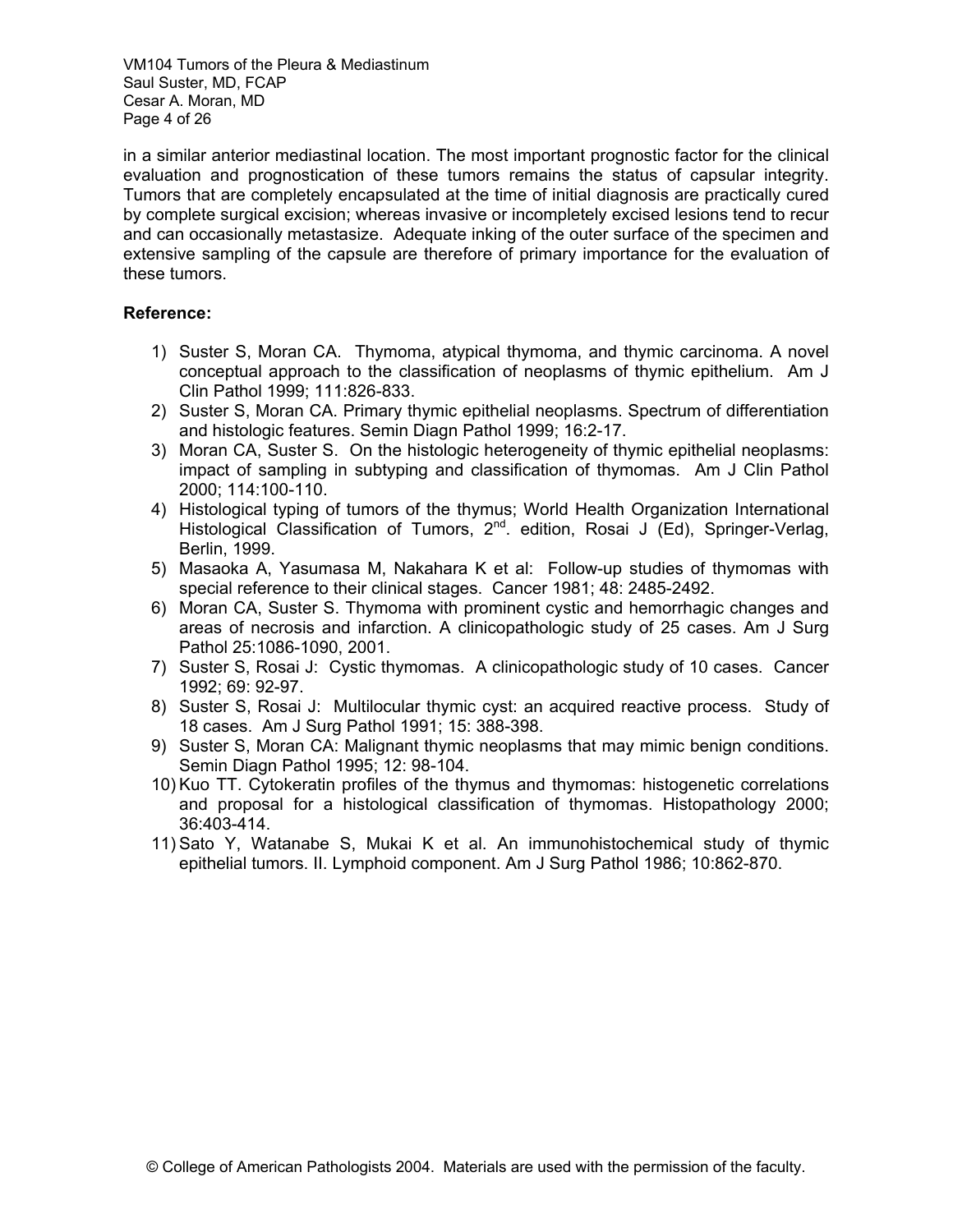in a similar anterior mediastinal location. The most important prognostic factor for the clinical evaluation and prognostication of these tumors remains the status of capsular integrity. Tumors that are completely encapsulated at the time of initial diagnosis are practically cured by complete surgical excision; whereas invasive or incompletely excised lesions tend to recur and can occasionally metastasize. Adequate inking of the outer surface of the specimen and extensive sampling of the capsule are therefore of primary importance for the evaluation of these tumors.

**Reference:**

1) Suster S, Moran CA. Thymoma, atypical thymoma, and thymic carcinoma. A novel conceptual approach to the classification of neoplasms of thymic epithelium. Am J Clin Pathol 1999; 111:826-833.
2) Suster S, Moran CA. Primary thymic epithelial neoplasms. Spectrum of differentiation and histologic features. Semin Diagn Pathol 1999; 16:2-17.
3) Moran CA, Suster S. On the histologic heterogeneity of thymic epithelial neoplasms: impact of sampling in subtyping and classification of thymomas. Am J Clin Pathol 2000; 114:100-110.
4) Histological typing of tumors of the thymus; World Health Organization International Histological Classification of Tumors, 2nd. edition, Rosai J (Ed), Springer-Verlag, Berlin, 1999.
5) Masaoka A, Yasumasa M, Nakahara K et al: Follow-up studies of thymomas with special reference to their clinical stages. Cancer 1981; 48: 2485-2492.
6) Moran CA, Suster S. Thymoma with prominent cystic and hemorrhagic changes and areas of necrosis and infarction. A clinicopathologic study of 25 cases. Am J Surg Pathol 25:1086-1090, 2001.
7) Suster S, Rosai J: Cystic thymomas. A clinicopathologic study of 10 cases. Cancer 1992; 69: 92-97.
8) Suster S, Rosai J: Multilocular thymic cyst: an acquired reactive process. Study of 18 cases. Am J Surg Pathol 1991; 15: 388-398.
9) Suster S, Moran CA: Malignant thymic neoplasms that may mimic benign conditions. Semin Diagn Pathol 1995; 12: 98-104.
10) Kuo TT. Cytokeratin profiles of the thymus and thymomas: histogenetic correlations and proposal for a histological classification of thymomas. Histopathology 2000; 36:403-414.
11) Sato Y, Watanabe S, Mukai K et al. An immunohistochemical study of thymic epithelial tumors. II. Lymphoid component. Am J Surg Pathol 1986; 10:862-870.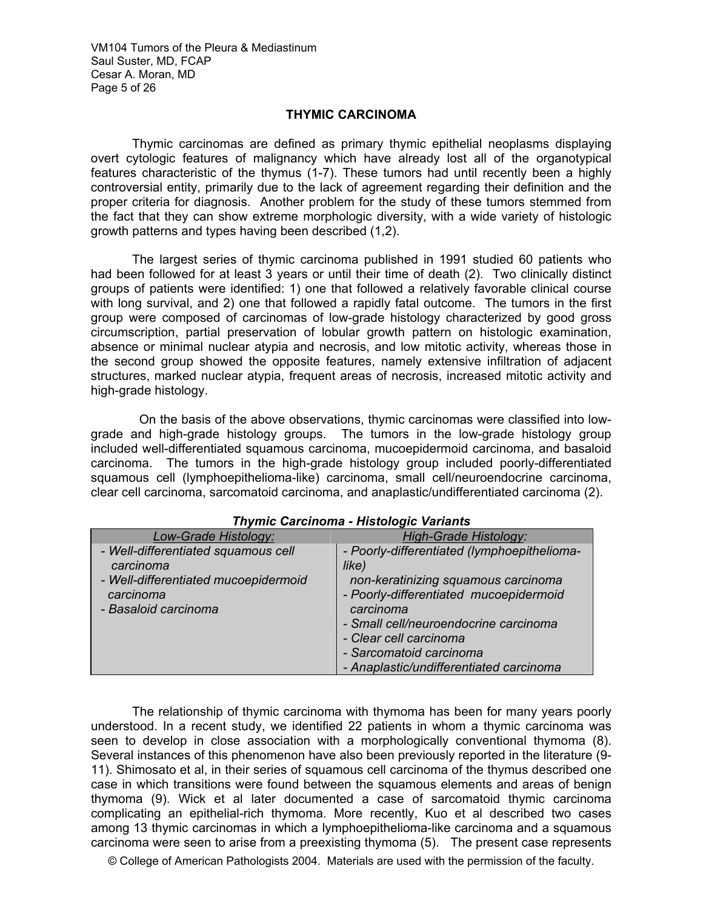## THYMIC CARCINOMA

Thymic carcinomas are defined as primary thymic epithelial neoplasms displaying overt cytologic features of malignancy which have already lost all of the organotypical features characteristic of the thymus (1-7). These tumors had until recently been a highly controversial entity, primarily due to the lack of agreement regarding their definition and the proper criteria for diagnosis. Another problem for the study of these tumors stemmed from the fact that they can show extreme morphologic diversity, with a wide variety of histologic growth patterns and types having been described (1,2).

The largest series of thymic carcinoma published in 1991 studied 60 patients who had been followed for at least 3 years or until their time of death (2). Two clinically distinct groups of patients were identified: 1) one that followed a relatively favorable clinical course with long survival, and 2) one that followed a rapidly fatal outcome. The tumors in the first group were composed of carcinomas of low-grade histology characterized by good gross circumscription, partial preservation of lobular growth pattern on histologic examination, absence or minimal nuclear atypia and necrosis, and low mitotic activity, whereas those in the second group showed the opposite features, namely extensive infiltration of adjacent structures, marked nuclear atypia, frequent areas of necrosis, increased mitotic activity and high-grade histology.

On the basis of the above observations, thymic carcinomas were classified into low-grade and high-grade histology groups. The tumors in the low-grade histology group included well-differentiated squamous carcinoma, mucoepidermoid carcinoma, and basaloid carcinoma. The tumors in the high-grade histology group included poorly-differentiated squamous cell (lymphoepithelioma-like) carcinoma, small cell/neuroendocrine carcinoma, clear cell carcinoma, sarcomatoid carcinoma, and anaplastic/undifferentiated carcinoma (2).

***Thymic Carcinoma - Histologic Variants***

| *Low-Grade Histology:* | *High-Grade Histology:* |
|---|---|
| *- Well-differentiated squamous cell carcinoma*<br>*- Well-differentiated mucoepidermoid carcinoma*<br>*- Basaloid carcinoma* | *- Poorly-differentiated (lymphoepithelioma-like) non-keratinizing squamous carcinoma*<br>*- Poorly-differentiated mucoepidermoid carcinoma*<br>*- Small cell/neuroendocrine carcinoma*<br>*- Clear cell carcinoma*<br>*- Sarcomatoid carcinoma*<br>*- Anaplastic/undifferentiated carcinoma* |

The relationship of thymic carcinoma with thymoma has been for many years poorly understood. In a recent study, we identified 22 patients in whom a thymic carcinoma was seen to develop in close association with a morphologically conventional thymoma (8). Several instances of this phenomenon have also been previously reported in the literature (9-11). Shimosato et al, in their series of squamous cell carcinoma of the thymus described one case in which transitions were found between the squamous elements and areas of benign thymoma (9). Wick et al later documented a case of sarcomatoid thymic carcinoma complicating an epithelial-rich thymoma. More recently, Kuo et al described two cases among 13 thymic carcinomas in which a lymphoepithelioma-like carcinoma and a squamous carcinoma were seen to arise from a preexisting thymoma (5). The present case represents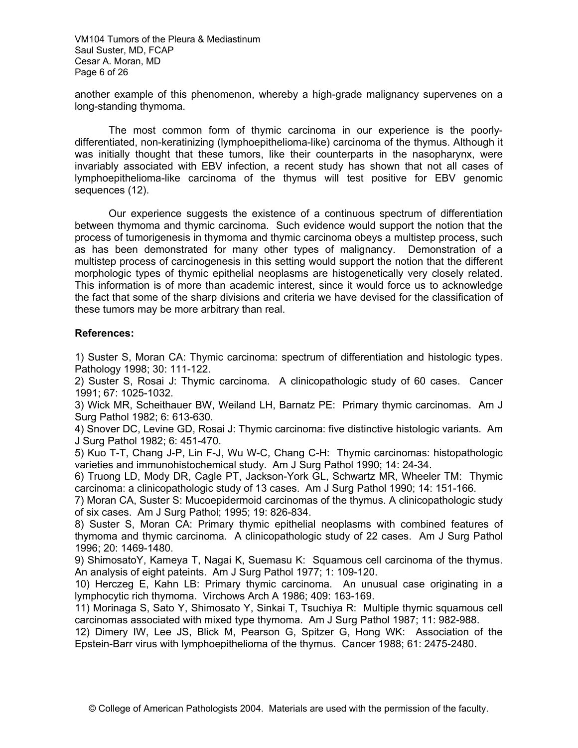another example of this phenomenon, whereby a high-grade malignancy supervenes on a long-standing thymoma.

The most common form of thymic carcinoma in our experience is the poorly-differentiated, non-keratinizing (lymphoepithelioma-like) carcinoma of the thymus. Although it was initially thought that these tumors, like their counterparts in the nasopharynx, were invariably associated with EBV infection, a recent study has shown that not all cases of lymphoepithelioma-like carcinoma of the thymus will test positive for EBV genomic sequences (12).

Our experience suggests the existence of a continuous spectrum of differentiation between thymoma and thymic carcinoma. Such evidence would support the notion that the process of tumorigenesis in thymoma and thymic carcinoma obeys a multistep process, such as has been demonstrated for many other types of malignancy. Demonstration of a multistep process of carcinogenesis in this setting would support the notion that the different morphologic types of thymic epithelial neoplasms are histogenetically very closely related. This information is of more than academic interest, since it would force us to acknowledge the fact that some of the sharp divisions and criteria we have devised for the classification of these tumors may be more arbitrary than real.

**References:**

1) Suster S, Moran CA: Thymic carcinoma: spectrum of differentiation and histologic types. Pathology 1998; 30: 111-122.
2) Suster S, Rosai J: Thymic carcinoma. A clinicopathologic study of 60 cases. Cancer 1991; 67: 1025-1032.
3) Wick MR, Scheithauer BW, Weiland LH, Barnatz PE: Primary thymic carcinomas. Am J Surg Pathol 1982; 6: 613-630.
4) Snover DC, Levine GD, Rosai J: Thymic carcinoma: five distinctive histologic variants. Am J Surg Pathol 1982; 6: 451-470.
5) Kuo T-T, Chang J-P, Lin F-J, Wu W-C, Chang C-H: Thymic carcinomas: histopathologic varieties and immunohistochemical study. Am J Surg Pathol 1990; 14: 24-34.
6) Truong LD, Mody DR, Cagle PT, Jackson-York GL, Schwartz MR, Wheeler TM: Thymic carcinoma: a clinicopathologic study of 13 cases. Am J Surg Pathol 1990; 14: 151-166.
7) Moran CA, Suster S: Mucoepidermoid carcinomas of the thymus. A clinicopathologic study of six cases. Am J Surg Pathol; 1995; 19: 826-834.
8) Suster S, Moran CA: Primary thymic epithelial neoplasms with combined features of thymoma and thymic carcinoma. A clinicopathologic study of 22 cases. Am J Surg Pathol 1996; 20: 1469-1480.
9) ShimosatoY, Kameya T, Nagai K, Suemasu K: Squamous cell carcinoma of the thymus. An analysis of eight pateints. Am J Surg Pathol 1977; 1: 109-120.
10) Herczeg E, Kahn LB: Primary thymic carcinoma. An unusual case originating in a lymphocytic rich thymoma. Virchows Arch A 1986; 409: 163-169.
11) Morinaga S, Sato Y, Shimosato Y, Sinkai T, Tsuchiya R: Multiple thymic squamous cell carcinomas associated with mixed type thymoma. Am J Surg Pathol 1987; 11: 982-988.
12) Dimery IW, Lee JS, Blick M, Pearson G, Spitzer G, Hong WK: Association of the Epstein-Barr virus with lymphoepithelioma of the thymus. Cancer 1988; 61: 2475-2480.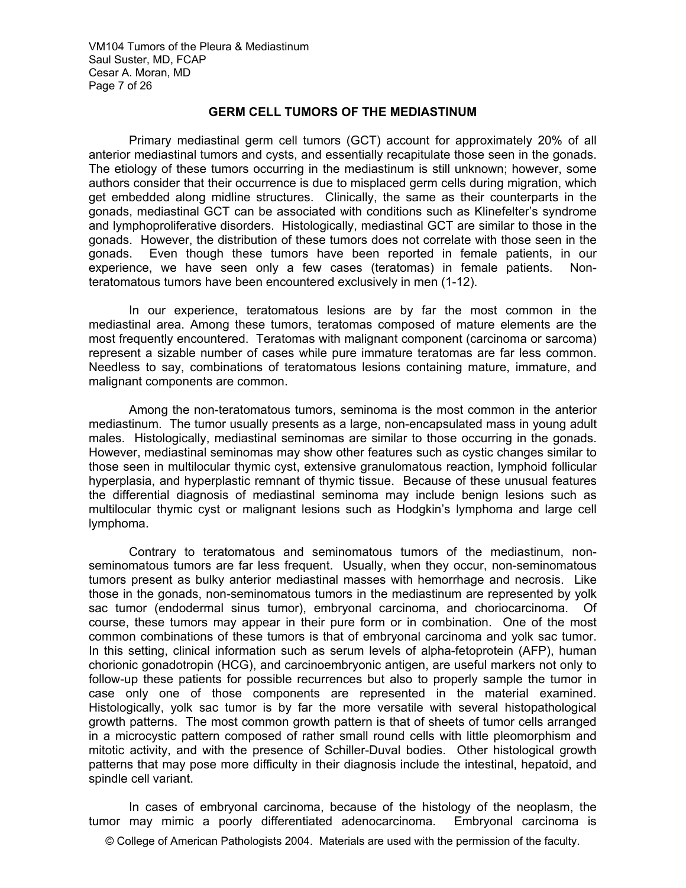## GERM CELL TUMORS OF THE MEDIASTINUM

Primary mediastinal germ cell tumors (GCT) account for approximately 20% of all anterior mediastinal tumors and cysts, and essentially recapitulate those seen in the gonads. The etiology of these tumors occurring in the mediastinum is still unknown; however, some authors consider that their occurrence is due to misplaced germ cells during migration, which get embedded along midline structures. Clinically, the same as their counterparts in the gonads, mediastinal GCT can be associated with conditions such as Klinefelter's syndrome and lymphoproliferative disorders. Histologically, mediastinal GCT are similar to those in the gonads. However, the distribution of these tumors does not correlate with those seen in the gonads. Even though these tumors have been reported in female patients, in our experience, we have seen only a few cases (teratomas) in female patients. Non-teratomatous tumors have been encountered exclusively in men (1-12).

In our experience, teratomatous lesions are by far the most common in the mediastinal area. Among these tumors, teratomas composed of mature elements are the most frequently encountered. Teratomas with malignant component (carcinoma or sarcoma) represent a sizable number of cases while pure immature teratomas are far less common. Needless to say, combinations of teratomatous lesions containing mature, immature, and malignant components are common.

Among the non-teratomatous tumors, seminoma is the most common in the anterior mediastinum. The tumor usually presents as a large, non-encapsulated mass in young adult males. Histologically, mediastinal seminomas are similar to those occurring in the gonads. However, mediastinal seminomas may show other features such as cystic changes similar to those seen in multilocular thymic cyst, extensive granulomatous reaction, lymphoid follicular hyperplasia, and hyperplastic remnant of thymic tissue. Because of these unusual features the differential diagnosis of mediastinal seminoma may include benign lesions such as multilocular thymic cyst or malignant lesions such as Hodgkin's lymphoma and large cell lymphoma.

Contrary to teratomatous and seminomatous tumors of the mediastinum, non-seminomatous tumors are far less frequent. Usually, when they occur, non-seminomatous tumors present as bulky anterior mediastinal masses with hemorrhage and necrosis. Like those in the gonads, non-seminomatous tumors in the mediastinum are represented by yolk sac tumor (endodermal sinus tumor), embryonal carcinoma, and choriocarcinoma. Of course, these tumors may appear in their pure form or in combination. One of the most common combinations of these tumors is that of embryonal carcinoma and yolk sac tumor. In this setting, clinical information such as serum levels of alpha-fetoprotein (AFP), human chorionic gonadotropin (HCG), and carcinoembryonic antigen, are useful markers not only to follow-up these patients for possible recurrences but also to properly sample the tumor in case only one of those components are represented in the material examined. Histologically, yolk sac tumor is by far the more versatile with several histopathological growth patterns. The most common growth pattern is that of sheets of tumor cells arranged in a microcystic pattern composed of rather small round cells with little pleomorphism and mitotic activity, and with the presence of Schiller-Duval bodies. Other histological growth patterns that may pose more difficulty in their diagnosis include the intestinal, hepatoid, and spindle cell variant.

In cases of embryonal carcinoma, because of the histology of the neoplasm, the tumor may mimic a poorly differentiated adenocarcinoma. Embryonal carcinoma is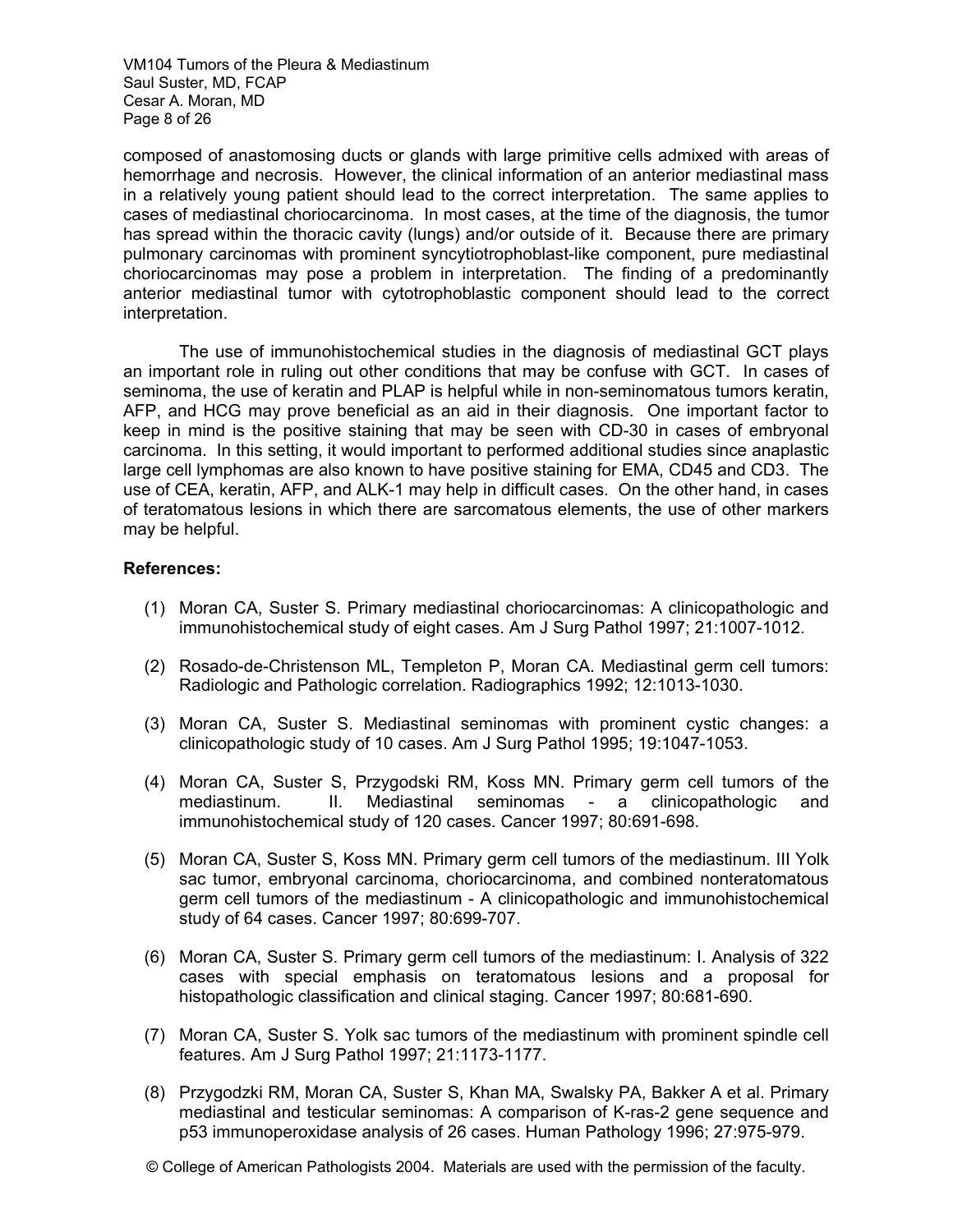composed of anastomosing ducts or glands with large primitive cells admixed with areas of hemorrhage and necrosis. However, the clinical information of an anterior mediastinal mass in a relatively young patient should lead to the correct interpretation. The same applies to cases of mediastinal choriocarcinoma. In most cases, at the time of the diagnosis, the tumor has spread within the thoracic cavity (lungs) and/or outside of it. Because there are primary pulmonary carcinomas with prominent syncytiotrophoblast-like component, pure mediastinal choriocarcinomas may pose a problem in interpretation. The finding of a predominantly anterior mediastinal tumor with cytotrophoblastic component should lead to the correct interpretation.

The use of immunohistochemical studies in the diagnosis of mediastinal GCT plays an important role in ruling out other conditions that may be confuse with GCT. In cases of seminoma, the use of keratin and PLAP is helpful while in non-seminomatous tumors keratin, AFP, and HCG may prove beneficial as an aid in their diagnosis. One important factor to keep in mind is the positive staining that may be seen with CD-30 in cases of embryonal carcinoma. In this setting, it would important to performed additional studies since anaplastic large cell lymphomas are also known to have positive staining for EMA, CD45 and CD3. The use of CEA, keratin, AFP, and ALK-1 may help in difficult cases. On the other hand, in cases of teratomatous lesions in which there are sarcomatous elements, the use of other markers may be helpful.

**References:**

(1) Moran CA, Suster S. Primary mediastinal choriocarcinomas: A clinicopathologic and immunohistochemical study of eight cases. Am J Surg Pathol 1997; 21:1007-1012.

(2) Rosado-de-Christenson ML, Templeton P, Moran CA. Mediastinal germ cell tumors: Radiologic and Pathologic correlation. Radiographics 1992; 12:1013-1030.

(3) Moran CA, Suster S. Mediastinal seminomas with prominent cystic changes: a clinicopathologic study of 10 cases. Am J Surg Pathol 1995; 19:1047-1053.

(4) Moran CA, Suster S, Przygodski RM, Koss MN. Primary germ cell tumors of the mediastinum. II. Mediastinal seminomas - a clinicopathologic and immunohistochemical study of 120 cases. Cancer 1997; 80:691-698.

(5) Moran CA, Suster S, Koss MN. Primary germ cell tumors of the mediastinum. III Yolk sac tumor, embryonal carcinoma, choriocarcinoma, and combined nonteratomatous germ cell tumors of the mediastinum - A clinicopathologic and immunohistochemical study of 64 cases. Cancer 1997; 80:699-707.

(6) Moran CA, Suster S. Primary germ cell tumors of the mediastinum: I. Analysis of 322 cases with special emphasis on teratomatous lesions and a proposal for histopathologic classification and clinical staging. Cancer 1997; 80:681-690.

(7) Moran CA, Suster S. Yolk sac tumors of the mediastinum with prominent spindle cell features. Am J Surg Pathol 1997; 21:1173-1177.

(8) Przygodzki RM, Moran CA, Suster S, Khan MA, Swalsky PA, Bakker A et al. Primary mediastinal and testicular seminomas: A comparison of K-ras-2 gene sequence and p53 immunoperoxidase analysis of 26 cases. Human Pathology 1996; 27:975-979.

© College of American Pathologists 2004. Materials are used with the permission of the faculty.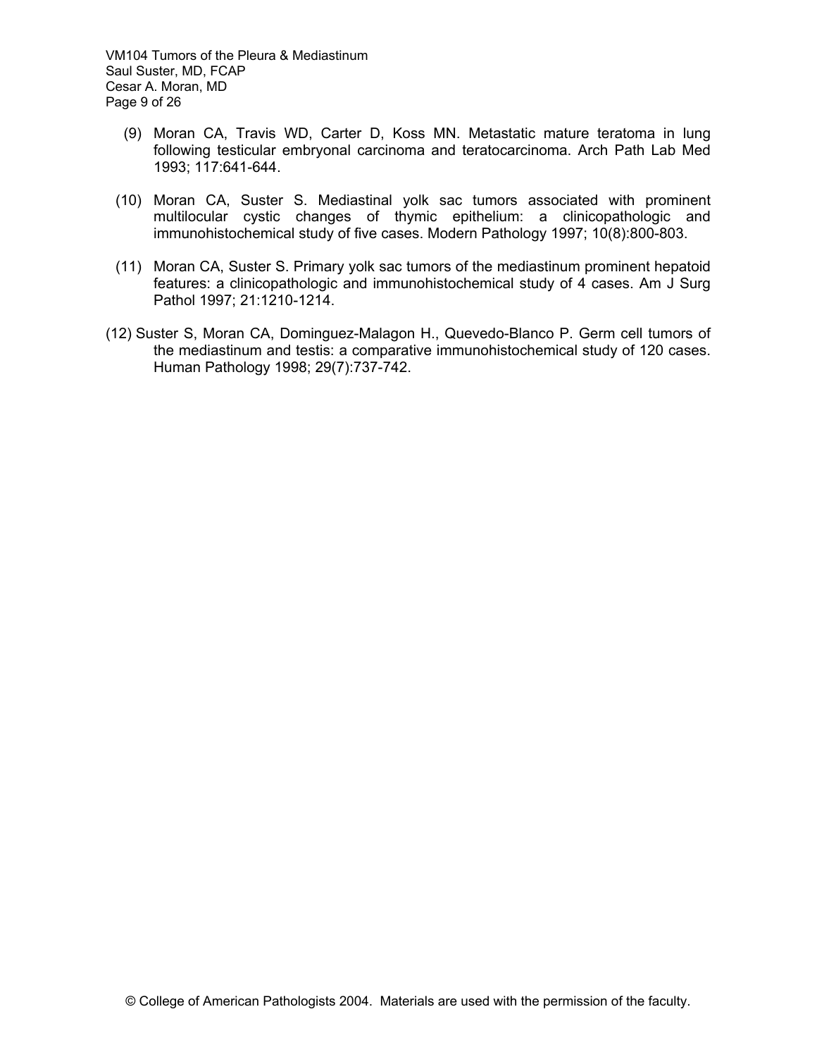(9) Moran CA, Travis WD, Carter D, Koss MN. Metastatic mature teratoma in lung following testicular embryonal carcinoma and teratocarcinoma. Arch Path Lab Med 1993; 117:641-644.

(10) Moran CA, Suster S. Mediastinal yolk sac tumors associated with prominent multilocular cystic changes of thymic epithelium: a clinicopathologic and immunohistochemical study of five cases. Modern Pathology 1997; 10(8):800-803.

(11) Moran CA, Suster S. Primary yolk sac tumors of the mediastinum prominent hepatoid features: a clinicopathologic and immunohistochemical study of 4 cases. Am J Surg Pathol 1997; 21:1210-1214.

(12) Suster S, Moran CA, Dominguez-Malagon H., Quevedo-Blanco P. Germ cell tumors of the mediastinum and testis: a comparative immunohistochemical study of 120 cases. Human Pathology 1998; 29(7):737-742.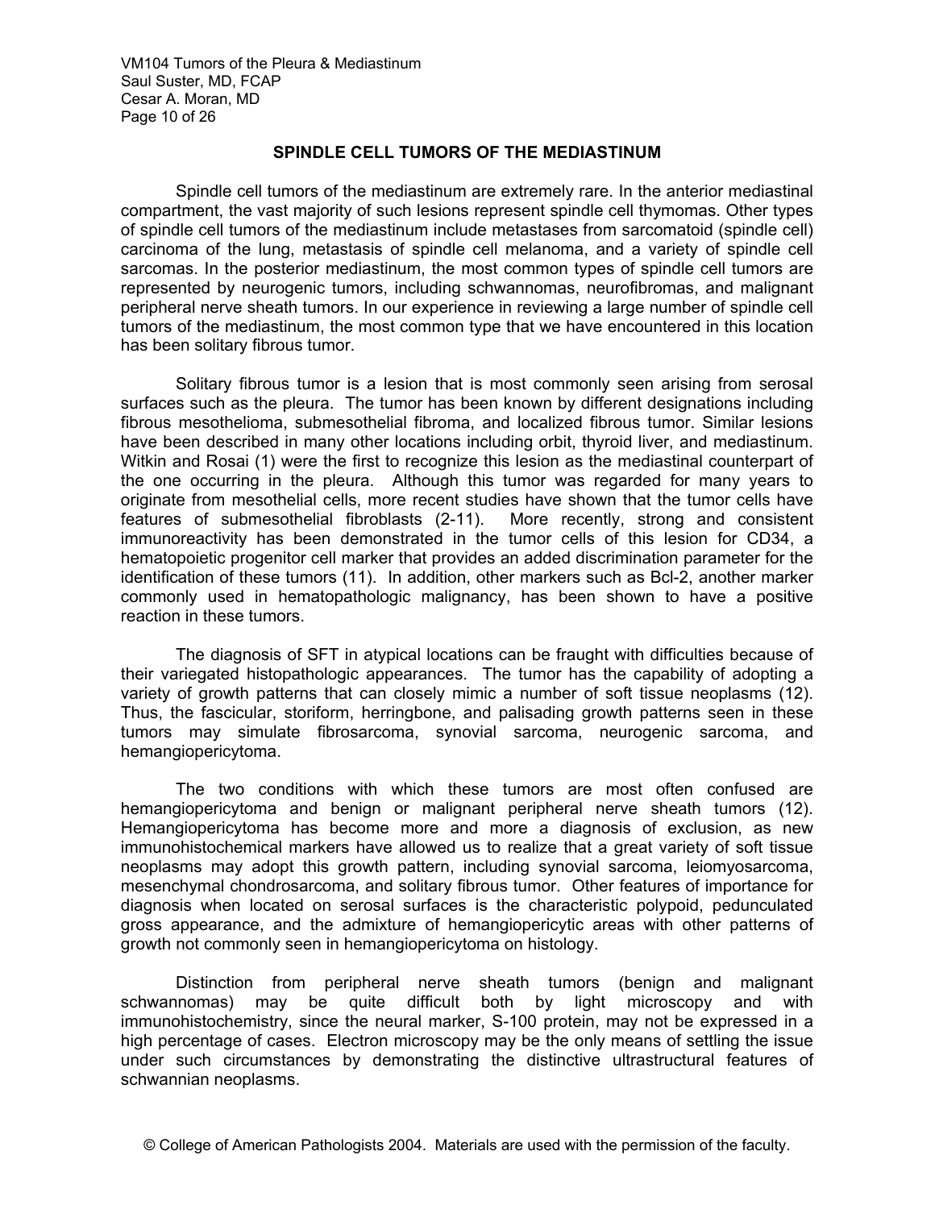## SPINDLE CELL TUMORS OF THE MEDIASTINUM

Spindle cell tumors of the mediastinum are extremely rare. In the anterior mediastinal compartment, the vast majority of such lesions represent spindle cell thymomas. Other types of spindle cell tumors of the mediastinum include metastases from sarcomatoid (spindle cell) carcinoma of the lung, metastasis of spindle cell melanoma, and a variety of spindle cell sarcomas. In the posterior mediastinum, the most common types of spindle cell tumors are represented by neurogenic tumors, including schwannomas, neurofibromas, and malignant peripheral nerve sheath tumors. In our experience in reviewing a large number of spindle cell tumors of the mediastinum, the most common type that we have encountered in this location has been solitary fibrous tumor.

Solitary fibrous tumor is a lesion that is most commonly seen arising from serosal surfaces such as the pleura. The tumor has been known by different designations including fibrous mesothelioma, submesothelial fibroma, and localized fibrous tumor. Similar lesions have been described in many other locations including orbit, thyroid liver, and mediastinum. Witkin and Rosai (1) were the first to recognize this lesion as the mediastinal counterpart of the one occurring in the pleura. Although this tumor was regarded for many years to originate from mesothelial cells, more recent studies have shown that the tumor cells have features of submesothelial fibroblasts (2-11). More recently, strong and consistent immunoreactivity has been demonstrated in the tumor cells of this lesion for CD34, a hematopoietic progenitor cell marker that provides an added discrimination parameter for the identification of these tumors (11). In addition, other markers such as Bcl-2, another marker commonly used in hematopathologic malignancy, has been shown to have a positive reaction in these tumors.

The diagnosis of SFT in atypical locations can be fraught with difficulties because of their variegated histopathologic appearances. The tumor has the capability of adopting a variety of growth patterns that can closely mimic a number of soft tissue neoplasms (12). Thus, the fascicular, storiform, herringbone, and palisading growth patterns seen in these tumors may simulate fibrosarcoma, synovial sarcoma, neurogenic sarcoma, and hemangiopericytoma.

The two conditions with which these tumors are most often confused are hemangiopericytoma and benign or malignant peripheral nerve sheath tumors (12). Hemangiopericytoma has become more and more a diagnosis of exclusion, as new immunohistochemical markers have allowed us to realize that a great variety of soft tissue neoplasms may adopt this growth pattern, including synovial sarcoma, leiomyosarcoma, mesenchymal chondrosarcoma, and solitary fibrous tumor. Other features of importance for diagnosis when located on serosal surfaces is the characteristic polypoid, pedunculated gross appearance, and the admixture of hemangiopericytic areas with other patterns of growth not commonly seen in hemangiopericytoma on histology.

Distinction from peripheral nerve sheath tumors (benign and malignant schwannomas) may be quite difficult both by light microscopy and with immunohistochemistry, since the neural marker, S-100 protein, may not be expressed in a high percentage of cases. Electron microscopy may be the only means of settling the issue under such circumstances by demonstrating the distinctive ultrastructural features of schwannian neoplasms.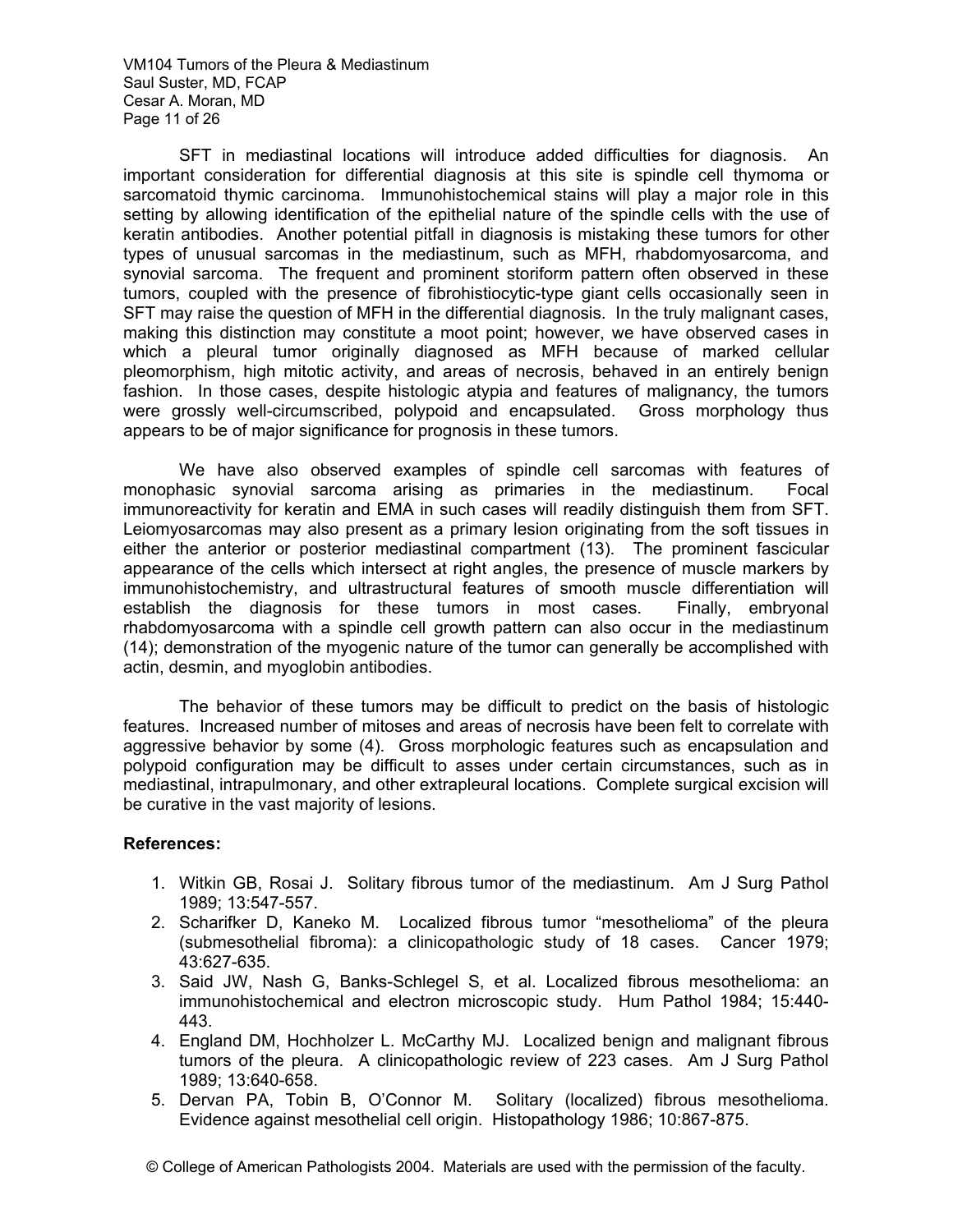SFT in mediastinal locations will introduce added difficulties for diagnosis. An important consideration for differential diagnosis at this site is spindle cell thymoma or sarcomatoid thymic carcinoma. Immunohistochemical stains will play a major role in this setting by allowing identification of the epithelial nature of the spindle cells with the use of keratin antibodies. Another potential pitfall in diagnosis is mistaking these tumors for other types of unusual sarcomas in the mediastinum, such as MFH, rhabdomyosarcoma, and synovial sarcoma. The frequent and prominent storiform pattern often observed in these tumors, coupled with the presence of fibrohistiocytic-type giant cells occasionally seen in SFT may raise the question of MFH in the differential diagnosis. In the truly malignant cases, making this distinction may constitute a moot point; however, we have observed cases in which a pleural tumor originally diagnosed as MFH because of marked cellular pleomorphism, high mitotic activity, and areas of necrosis, behaved in an entirely benign fashion. In those cases, despite histologic atypia and features of malignancy, the tumors were grossly well-circumscribed, polypoid and encapsulated. Gross morphology thus appears to be of major significance for prognosis in these tumors.

We have also observed examples of spindle cell sarcomas with features of monophasic synovial sarcoma arising as primaries in the mediastinum. Focal immunoreactivity for keratin and EMA in such cases will readily distinguish them from SFT. Leiomyosarcomas may also present as a primary lesion originating from the soft tissues in either the anterior or posterior mediastinal compartment (13). The prominent fascicular appearance of the cells which intersect at right angles, the presence of muscle markers by immunohistochemistry, and ultrastructural features of smooth muscle differentiation will establish the diagnosis for these tumors in most cases. Finally, embryonal rhabdomyosarcoma with a spindle cell growth pattern can also occur in the mediastinum (14); demonstration of the myogenic nature of the tumor can generally be accomplished with actin, desmin, and myoglobin antibodies.

The behavior of these tumors may be difficult to predict on the basis of histologic features. Increased number of mitoses and areas of necrosis have been felt to correlate with aggressive behavior by some (4). Gross morphologic features such as encapsulation and polypoid configuration may be difficult to asses under certain circumstances, such as in mediastinal, intrapulmonary, and other extrapleural locations. Complete surgical excision will be curative in the vast majority of lesions.

**References:**

1. Witkin GB, Rosai J. Solitary fibrous tumor of the mediastinum. Am J Surg Pathol 1989; 13:547-557.
2. Scharifker D, Kaneko M. Localized fibrous tumor “mesothelioma” of the pleura (submesothelial fibroma): a clinicopathologic study of 18 cases. Cancer 1979; 43:627-635.
3. Said JW, Nash G, Banks-Schlegel S, et al. Localized fibrous mesothelioma: an immunohistochemical and electron microscopic study. Hum Pathol 1984; 15:440-443.
4. England DM, Hochholzer L. McCarthy MJ. Localized benign and malignant fibrous tumors of the pleura. A clinicopathologic review of 223 cases. Am J Surg Pathol 1989; 13:640-658.
5. Dervan PA, Tobin B, O’Connor M. Solitary (localized) fibrous mesothelioma. Evidence against mesothelial cell origin. Histopathology 1986; 10:867-875.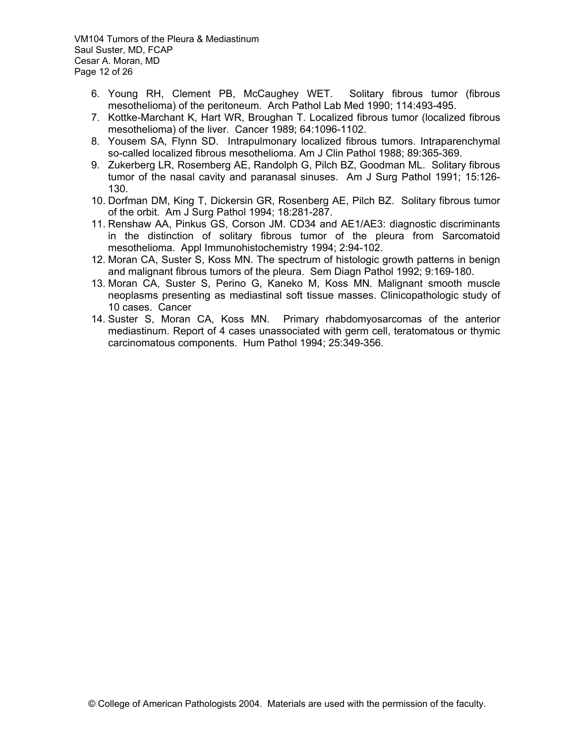6. Young RH, Clement PB, McCaughey WET. Solitary fibrous tumor (fibrous mesothelioma) of the peritoneum. Arch Pathol Lab Med 1990; 114:493-495.
7. Kottke-Marchant K, Hart WR, Broughan T. Localized fibrous tumor (localized fibrous mesothelioma) of the liver. Cancer 1989; 64:1096-1102.
8. Yousem SA, Flynn SD. Intrapulmonary localized fibrous tumors. Intraparenchymal so-called localized fibrous mesothelioma. Am J Clin Pathol 1988; 89:365-369.
9. Zukerberg LR, Rosemberg AE, Randolph G, Pilch BZ, Goodman ML. Solitary fibrous tumor of the nasal cavity and paranasal sinuses. Am J Surg Pathol 1991; 15:126-130.
10. Dorfman DM, King T, Dickersin GR, Rosenberg AE, Pilch BZ. Solitary fibrous tumor of the orbit. Am J Surg Pathol 1994; 18:281-287.
11. Renshaw AA, Pinkus GS, Corson JM. CD34 and AE1/AE3: diagnostic discriminants in the distinction of solitary fibrous tumor of the pleura from Sarcomatoid mesothelioma. Appl Immunohistochemistry 1994; 2:94-102.
12. Moran CA, Suster S, Koss MN. The spectrum of histologic growth patterns in benign and malignant fibrous tumors of the pleura. Sem Diagn Pathol 1992; 9:169-180.
13. Moran CA, Suster S, Perino G, Kaneko M, Koss MN. Malignant smooth muscle neoplasms presenting as mediastinal soft tissue masses. Clinicopathologic study of 10 cases. Cancer
14. Suster S, Moran CA, Koss MN. Primary rhabdomyosarcomas of the anterior mediastinum. Report of 4 cases unassociated with germ cell, teratomatous or thymic carcinomatous components. Hum Pathol 1994; 25:349-356.

© College of American Pathologists 2004. Materials are used with the permission of the faculty.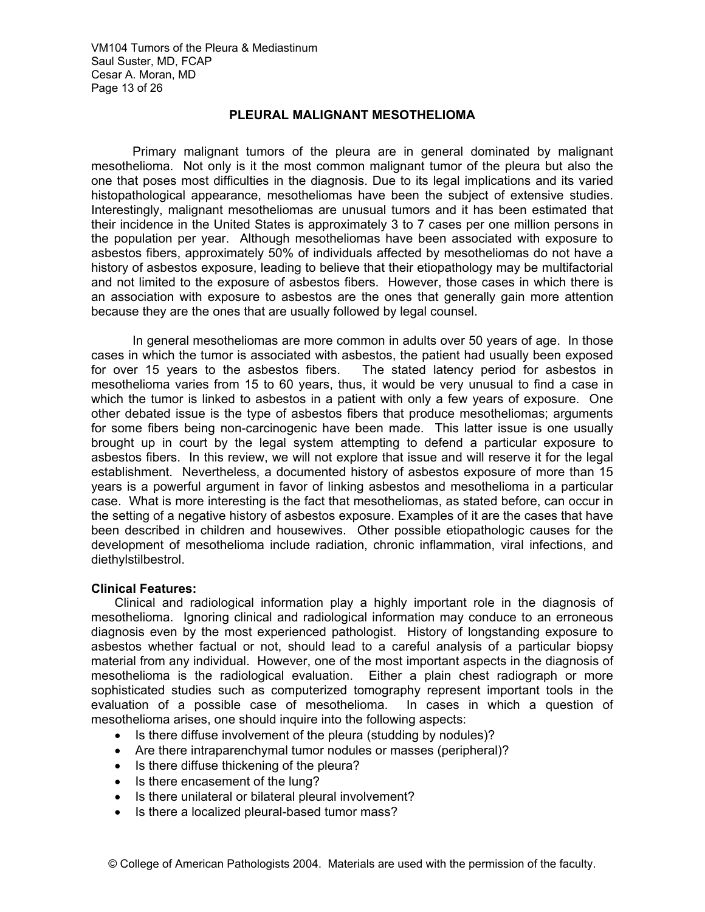## PLEURAL MALIGNANT MESOTHELIOMA

Primary malignant tumors of the pleura are in general dominated by malignant mesothelioma. Not only is it the most common malignant tumor of the pleura but also the one that poses most difficulties in the diagnosis. Due to its legal implications and its varied histopathological appearance, mesotheliomas have been the subject of extensive studies. Interestingly, malignant mesotheliomas are unusual tumors and it has been estimated that their incidence in the United States is approximately 3 to 7 cases per one million persons in the population per year. Although mesotheliomas have been associated with exposure to asbestos fibers, approximately 50% of individuals affected by mesotheliomas do not have a history of asbestos exposure, leading to believe that their etiopathology may be multifactorial and not limited to the exposure of asbestos fibers. However, those cases in which there is an association with exposure to asbestos are the ones that generally gain more attention because they are the ones that are usually followed by legal counsel.

In general mesotheliomas are more common in adults over 50 years of age. In those cases in which the tumor is associated with asbestos, the patient had usually been exposed for over 15 years to the asbestos fibers. The stated latency period for asbestos in mesothelioma varies from 15 to 60 years, thus, it would be very unusual to find a case in which the tumor is linked to asbestos in a patient with only a few years of exposure. One other debated issue is the type of asbestos fibers that produce mesotheliomas; arguments for some fibers being non-carcinogenic have been made. This latter issue is one usually brought up in court by the legal system attempting to defend a particular exposure to asbestos fibers. In this review, we will not explore that issue and will reserve it for the legal establishment. Nevertheless, a documented history of asbestos exposure of more than 15 years is a powerful argument in favor of linking asbestos and mesothelioma in a particular case. What is more interesting is the fact that mesotheliomas, as stated before, can occur in the setting of a negative history of asbestos exposure. Examples of it are the cases that have been described in children and housewives. Other possible etiopathologic causes for the development of mesothelioma include radiation, chronic inflammation, viral infections, and diethylstilbestrol.

**Clinical Features:**

Clinical and radiological information play a highly important role in the diagnosis of mesothelioma. Ignoring clinical and radiological information may conduce to an erroneous diagnosis even by the most experienced pathologist. History of longstanding exposure to asbestos whether factual or not, should lead to a careful analysis of a particular biopsy material from any individual. However, one of the most important aspects in the diagnosis of mesothelioma is the radiological evaluation. Either a plain chest radiograph or more sophisticated studies such as computerized tomography represent important tools in the evaluation of a possible case of mesothelioma. In cases in which a question of mesothelioma arises, one should inquire into the following aspects:

- Is there diffuse involvement of the pleura (studding by nodules)?
- Are there intraparenchymal tumor nodules or masses (peripheral)?
- Is there diffuse thickening of the pleura?
- Is there encasement of the lung?
- Is there unilateral or bilateral pleural involvement?
- Is there a localized pleural-based tumor mass?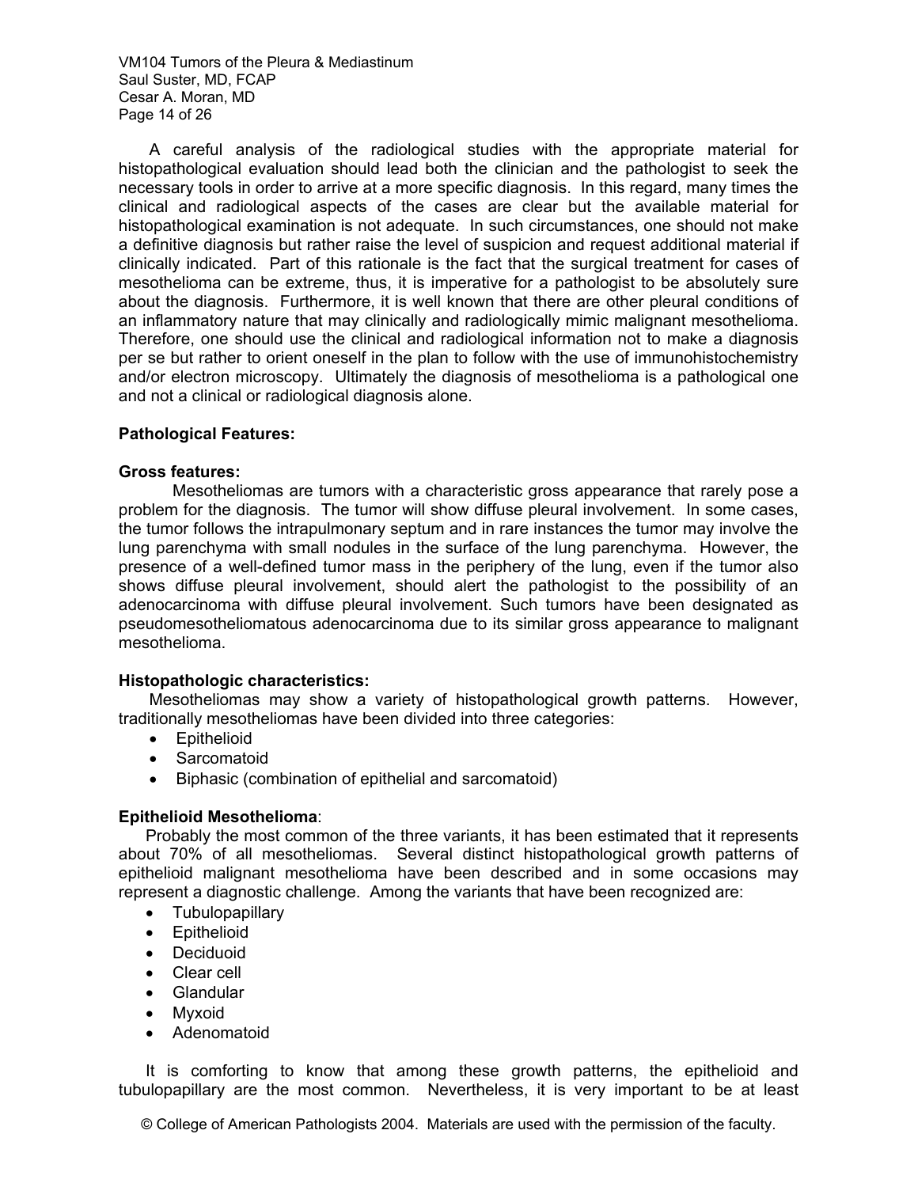A careful analysis of the radiological studies with the appropriate material for histopathological evaluation should lead both the clinician and the pathologist to seek the necessary tools in order to arrive at a more specific diagnosis. In this regard, many times the clinical and radiological aspects of the cases are clear but the available material for histopathological examination is not adequate. In such circumstances, one should not make a definitive diagnosis but rather raise the level of suspicion and request additional material if clinically indicated. Part of this rationale is the fact that the surgical treatment for cases of mesothelioma can be extreme, thus, it is imperative for a pathologist to be absolutely sure about the diagnosis. Furthermore, it is well known that there are other pleural conditions of an inflammatory nature that may clinically and radiologically mimic malignant mesothelioma. Therefore, one should use the clinical and radiological information not to make a diagnosis per se but rather to orient oneself in the plan to follow with the use of immunohistochemistry and/or electron microscopy. Ultimately the diagnosis of mesothelioma is a pathological one and not a clinical or radiological diagnosis alone.

**Pathological Features:**

**Gross features:**

Mesotheliomas are tumors with a characteristic gross appearance that rarely pose a problem for the diagnosis. The tumor will show diffuse pleural involvement. In some cases, the tumor follows the intrapulmonary septum and in rare instances the tumor may involve the lung parenchyma with small nodules in the surface of the lung parenchyma. However, the presence of a well-defined tumor mass in the periphery of the lung, even if the tumor also shows diffuse pleural involvement, should alert the pathologist to the possibility of an adenocarcinoma with diffuse pleural involvement. Such tumors have been designated as pseudomesotheliomatous adenocarcinoma due to its similar gross appearance to malignant mesothelioma.

**Histopathologic characteristics:**

Mesotheliomas may show a variety of histopathological growth patterns. However, traditionally mesotheliomas have been divided into three categories:

- Epithelioid
- Sarcomatoid
- Biphasic (combination of epithelial and sarcomatoid)

**Epithelioid Mesothelioma**:

Probably the most common of the three variants, it has been estimated that it represents about 70% of all mesotheliomas. Several distinct histopathological growth patterns of epithelioid malignant mesothelioma have been described and in some occasions may represent a diagnostic challenge. Among the variants that have been recognized are:

- Tubulopapillary
- Epithelioid
- Deciduoid
- Clear cell
- Glandular
- Myxoid
- Adenomatoid

It is comforting to know that among these growth patterns, the epithelioid and tubulopapillary are the most common. Nevertheless, it is very important to be at least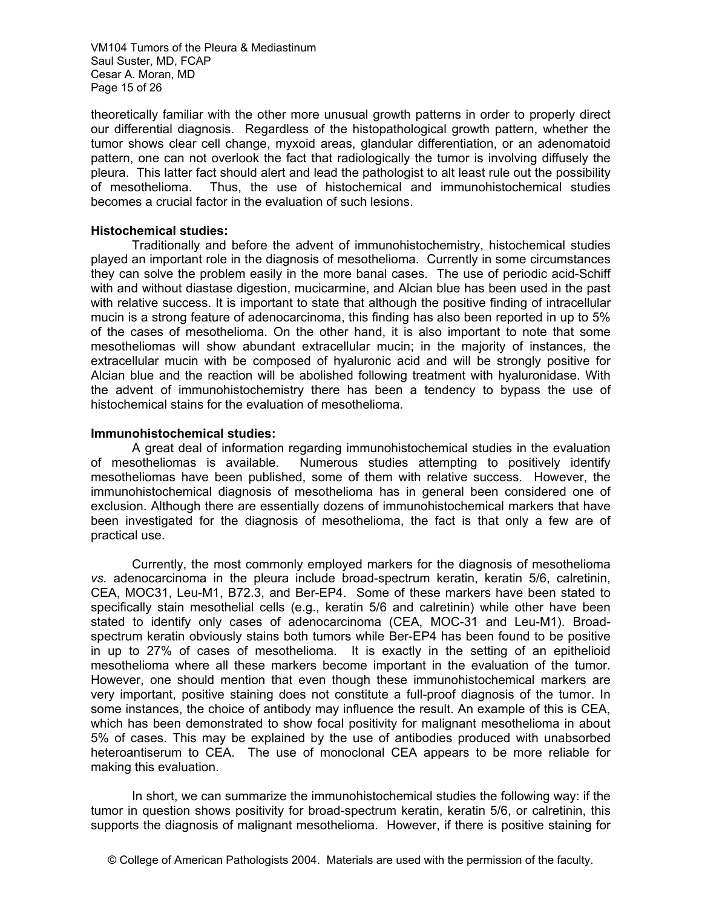theoretically familiar with the other more unusual growth patterns in order to properly direct our differential diagnosis. Regardless of the histopathological growth pattern, whether the tumor shows clear cell change, myxoid areas, glandular differentiation, or an adenomatoid pattern, one can not overlook the fact that radiologically the tumor is involving diffusely the pleura. This latter fact should alert and lead the pathologist to alt least rule out the possibility of mesothelioma. Thus, the use of histochemical and immunohistochemical studies becomes a crucial factor in the evaluation of such lesions.

**Histochemical studies:**

Traditionally and before the advent of immunohistochemistry, histochemical studies played an important role in the diagnosis of mesothelioma. Currently in some circumstances they can solve the problem easily in the more banal cases. The use of periodic acid-Schiff with and without diastase digestion, mucicarmine, and Alcian blue has been used in the past with relative success. It is important to state that although the positive finding of intracellular mucin is a strong feature of adenocarcinoma, this finding has also been reported in up to 5% of the cases of mesothelioma. On the other hand, it is also important to note that some mesotheliomas will show abundant extracellular mucin; in the majority of instances, the extracellular mucin with be composed of hyaluronic acid and will be strongly positive for Alcian blue and the reaction will be abolished following treatment with hyaluronidase. With the advent of immunohistochemistry there has been a tendency to bypass the use of histochemical stains for the evaluation of mesothelioma.

**Immunohistochemical studies:**

A great deal of information regarding immunohistochemical studies in the evaluation of mesotheliomas is available. Numerous studies attempting to positively identify mesotheliomas have been published, some of them with relative success. However, the immunohistochemical diagnosis of mesothelioma has in general been considered one of exclusion. Although there are essentially dozens of immunohistochemical markers that have been investigated for the diagnosis of mesothelioma, the fact is that only a few are of practical use.

Currently, the most commonly employed markers for the diagnosis of mesothelioma *vs.* adenocarcinoma in the pleura include broad-spectrum keratin, keratin 5/6, calretinin, CEA, MOC31, Leu-M1, B72.3, and Ber-EP4. Some of these markers have been stated to specifically stain mesothelial cells (e.g., keratin 5/6 and calretinin) while other have been stated to identify only cases of adenocarcinoma (CEA, MOC-31 and Leu-M1). Broad-spectrum keratin obviously stains both tumors while Ber-EP4 has been found to be positive in up to 27% of cases of mesothelioma. It is exactly in the setting of an epithelioid mesothelioma where all these markers become important in the evaluation of the tumor. However, one should mention that even though these immunohistochemical markers are very important, positive staining does not constitute a full-proof diagnosis of the tumor. In some instances, the choice of antibody may influence the result. An example of this is CEA, which has been demonstrated to show focal positivity for malignant mesothelioma in about 5% of cases. This may be explained by the use of antibodies produced with unabsorbed heteroantiserum to CEA. The use of monoclonal CEA appears to be more reliable for making this evaluation.

In short, we can summarize the immunohistochemical studies the following way: if the tumor in question shows positivity for broad-spectrum keratin, keratin 5/6, or calretinin, this supports the diagnosis of malignant mesothelioma. However, if there is positive staining for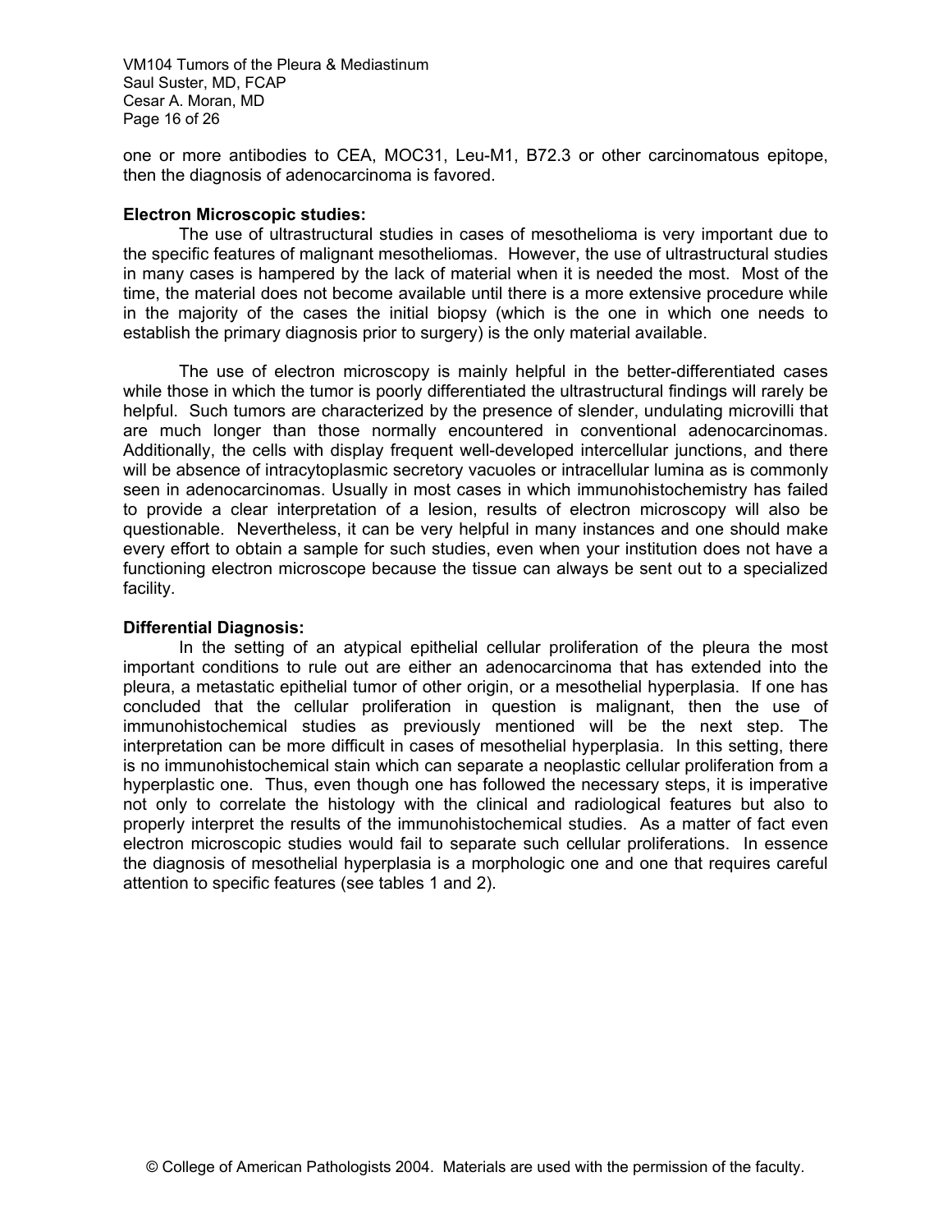one or more antibodies to CEA, MOC31, Leu-M1, B72.3 or other carcinomatous epitope, then the diagnosis of adenocarcinoma is favored.

**Electron Microscopic studies:**

The use of ultrastructural studies in cases of mesothelioma is very important due to the specific features of malignant mesotheliomas. However, the use of ultrastructural studies in many cases is hampered by the lack of material when it is needed the most. Most of the time, the material does not become available until there is a more extensive procedure while in the majority of the cases the initial biopsy (which is the one in which one needs to establish the primary diagnosis prior to surgery) is the only material available.

The use of electron microscopy is mainly helpful in the better-differentiated cases while those in which the tumor is poorly differentiated the ultrastructural findings will rarely be helpful. Such tumors are characterized by the presence of slender, undulating microvilli that are much longer than those normally encountered in conventional adenocarcinomas. Additionally, the cells with display frequent well-developed intercellular junctions, and there will be absence of intracytoplasmic secretory vacuoles or intracellular lumina as is commonly seen in adenocarcinomas. Usually in most cases in which immunohistochemistry has failed to provide a clear interpretation of a lesion, results of electron microscopy will also be questionable. Nevertheless, it can be very helpful in many instances and one should make every effort to obtain a sample for such studies, even when your institution does not have a functioning electron microscope because the tissue can always be sent out to a specialized facility.

**Differential Diagnosis:**

In the setting of an atypical epithelial cellular proliferation of the pleura the most important conditions to rule out are either an adenocarcinoma that has extended into the pleura, a metastatic epithelial tumor of other origin, or a mesothelial hyperplasia. If one has concluded that the cellular proliferation in question is malignant, then the use of immunohistochemical studies as previously mentioned will be the next step. The interpretation can be more difficult in cases of mesothelial hyperplasia. In this setting, there is no immunohistochemical stain which can separate a neoplastic cellular proliferation from a hyperplastic one. Thus, even though one has followed the necessary steps, it is imperative not only to correlate the histology with the clinical and radiological features but also to properly interpret the results of the immunohistochemical studies. As a matter of fact even electron microscopic studies would fail to separate such cellular proliferations. In essence the diagnosis of mesothelial hyperplasia is a morphologic one and one that requires careful attention to specific features (see tables 1 and 2).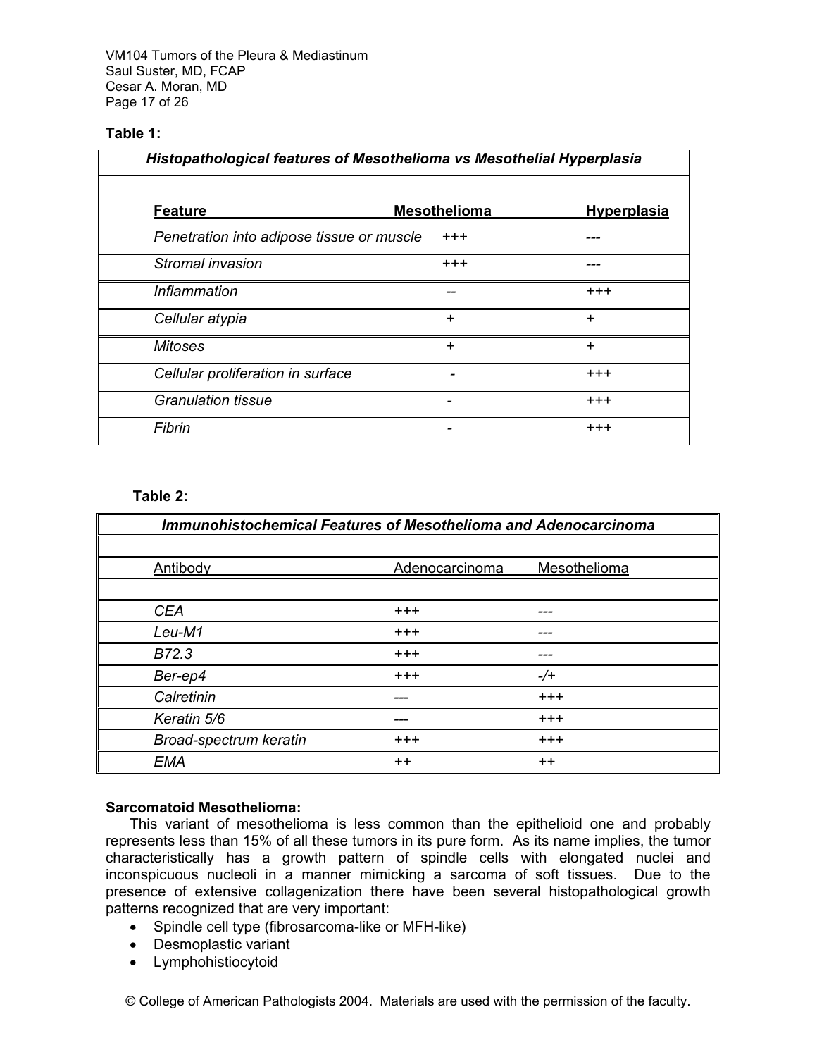**Table 1:**

| *Histopathological features of Mesothelioma vs Mesothelial Hyperplasia* | | |
|---|---|---|
| **Feature** | **Mesothelioma** | **Hyperplasia** |
| *Penetration into adipose tissue or muscle* | +++ | --- |
| *Stromal invasion* | +++ | --- |
| *Inflammation* | -- | +++ |
| *Cellular atypia* | + | + |
| *Mitoses* | + | + |
| *Cellular proliferation in surface* | - | +++ |
| *Granulation tissue* | - | +++ |
| *Fibrin* | - | +++ |

**Table 2:**

| *Immunohistochemical Features of Mesothelioma and Adenocarcinoma* | | |
|---|---|---|
| Antibody | Adenocarcinoma | Mesothelioma |
| *CEA* | +++ | --- |
| *Leu-M1* | +++ | --- |
| *B72.3* | +++ | --- |
| *Ber-ep4* | +++ | -/+ |
| *Calretinin* | --- | +++ |
| *Keratin 5/6* | --- | +++ |
| *Broad-spectrum keratin* | +++ | +++ |
| *EMA* | ++ | ++ |

**Sarcomatoid Mesothelioma:**

This variant of mesothelioma is less common than the epithelioid one and probably represents less than 15% of all these tumors in its pure form. As its name implies, the tumor characteristically has a growth pattern of spindle cells with elongated nuclei and inconspicuous nucleoli in a manner mimicking a sarcoma of soft tissues. Due to the presence of extensive collagenization there have been several histopathological growth patterns recognized that are very important:

- Spindle cell type (fibrosarcoma-like or MFH-like)
- Desmoplastic variant
- Lymphohistiocytoid

© College of American Pathologists 2004. Materials are used with the permission of the faculty.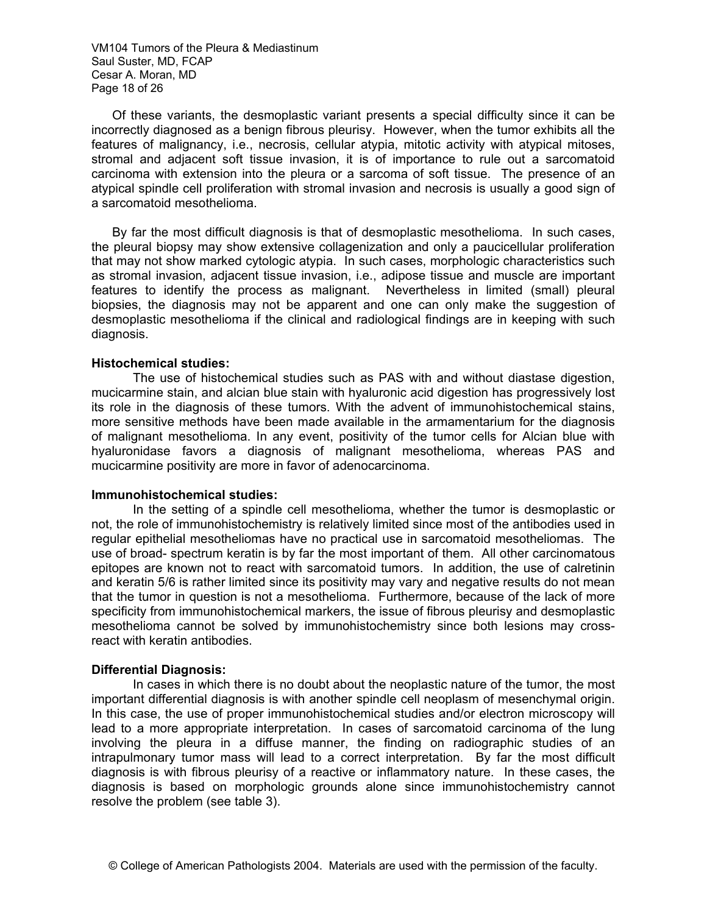Of these variants, the desmoplastic variant presents a special difficulty since it can be incorrectly diagnosed as a benign fibrous pleurisy. However, when the tumor exhibits all the features of malignancy, i.e., necrosis, cellular atypia, mitotic activity with atypical mitoses, stromal and adjacent soft tissue invasion, it is of importance to rule out a sarcomatoid carcinoma with extension into the pleura or a sarcoma of soft tissue. The presence of an atypical spindle cell proliferation with stromal invasion and necrosis is usually a good sign of a sarcomatoid mesothelioma.

By far the most difficult diagnosis is that of desmoplastic mesothelioma. In such cases, the pleural biopsy may show extensive collagenization and only a paucicellular proliferation that may not show marked cytologic atypia. In such cases, morphologic characteristics such as stromal invasion, adjacent tissue invasion, i.e., adipose tissue and muscle are important features to identify the process as malignant. Nevertheless in limited (small) pleural biopsies, the diagnosis may not be apparent and one can only make the suggestion of desmoplastic mesothelioma if the clinical and radiological findings are in keeping with such diagnosis.

**Histochemical studies:**

The use of histochemical studies such as PAS with and without diastase digestion, mucicarmine stain, and alcian blue stain with hyaluronic acid digestion has progressively lost its role in the diagnosis of these tumors. With the advent of immunohistochemical stains, more sensitive methods have been made available in the armamentarium for the diagnosis of malignant mesothelioma. In any event, positivity of the tumor cells for Alcian blue with hyaluronidase favors a diagnosis of malignant mesothelioma, whereas PAS and mucicarmine positivity are more in favor of adenocarcinoma.

**Immunohistochemical studies:**

In the setting of a spindle cell mesothelioma, whether the tumor is desmoplastic or not, the role of immunohistochemistry is relatively limited since most of the antibodies used in regular epithelial mesotheliomas have no practical use in sarcomatoid mesotheliomas. The use of broad- spectrum keratin is by far the most important of them. All other carcinomatous epitopes are known not to react with sarcomatoid tumors. In addition, the use of calretinin and keratin 5/6 is rather limited since its positivity may vary and negative results do not mean that the tumor in question is not a mesothelioma. Furthermore, because of the lack of more specificity from immunohistochemical markers, the issue of fibrous pleurisy and desmoplastic mesothelioma cannot be solved by immunohistochemistry since both lesions may cross-react with keratin antibodies.

**Differential Diagnosis:**

In cases in which there is no doubt about the neoplastic nature of the tumor, the most important differential diagnosis is with another spindle cell neoplasm of mesenchymal origin. In this case, the use of proper immunohistochemical studies and/or electron microscopy will lead to a more appropriate interpretation. In cases of sarcomatoid carcinoma of the lung involving the pleura in a diffuse manner, the finding on radiographic studies of an intrapulmonary tumor mass will lead to a correct interpretation. By far the most difficult diagnosis is with fibrous pleurisy of a reactive or inflammatory nature. In these cases, the diagnosis is based on morphologic grounds alone since immunohistochemistry cannot resolve the problem (see table 3).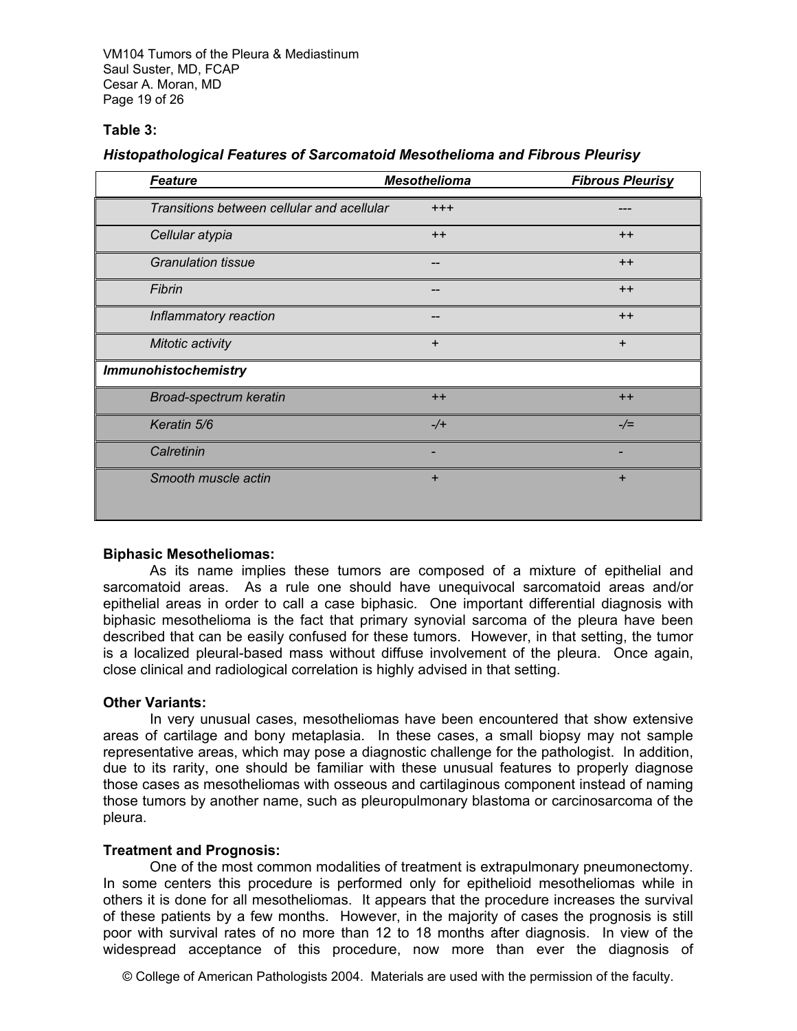**Table 3:**

***Histopathological Features of Sarcomatoid Mesothelioma and Fibrous Pleurisy***

| *Feature* | *Mesothelioma* | *Fibrous Pleurisy* |
|---|---|---|
| *Transitions between cellular and acellular* | +++ | --- |
| *Cellular atypia* | ++ | ++ |
| *Granulation tissue* | -- | ++ |
| *Fibrin* | -- | ++ |
| *Inflammatory reaction* | -- | ++ |
| *Mitotic activity* | + | + |
| ***Immunohistochemistry*** | | |
| *Broad-spectrum keratin* | ++ | ++ |
| *Keratin 5/6* | -/+ | -/= |
| *Calretinin* | - | - |
| *Smooth muscle actin* | + | + |

**Biphasic Mesotheliomas:**

As its name implies these tumors are composed of a mixture of epithelial and sarcomatoid areas. As a rule one should have unequivocal sarcomatoid areas and/or epithelial areas in order to call a case biphasic. One important differential diagnosis with biphasic mesothelioma is the fact that primary synovial sarcoma of the pleura have been described that can be easily confused for these tumors. However, in that setting, the tumor is a localized pleural-based mass without diffuse involvement of the pleura. Once again, close clinical and radiological correlation is highly advised in that setting.

**Other Variants:**

In very unusual cases, mesotheliomas have been encountered that show extensive areas of cartilage and bony metaplasia. In these cases, a small biopsy may not sample representative areas, which may pose a diagnostic challenge for the pathologist. In addition, due to its rarity, one should be familiar with these unusual features to properly diagnose those cases as mesotheliomas with osseous and cartilaginous component instead of naming those tumors by another name, such as pleuropulmonary blastoma or carcinosarcoma of the pleura.

**Treatment and Prognosis:**

One of the most common modalities of treatment is extrapulmonary pneumonectomy. In some centers this procedure is performed only for epithelioid mesotheliomas while in others it is done for all mesotheliomas. It appears that the procedure increases the survival of these patients by a few months. However, in the majority of cases the prognosis is still poor with survival rates of no more than 12 to 18 months after diagnosis. In view of the widespread acceptance of this procedure, now more than ever the diagnosis of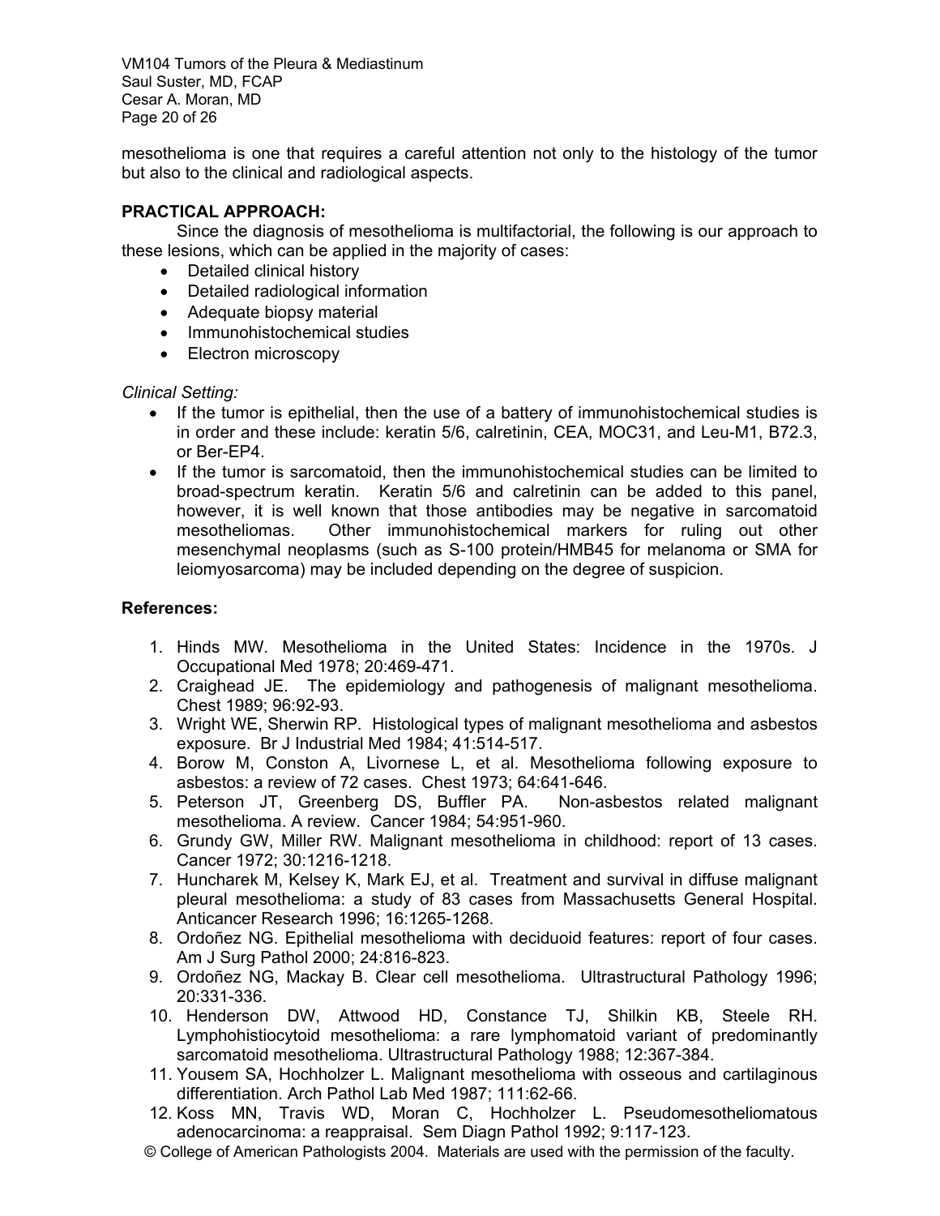mesothelioma is one that requires a careful attention not only to the histology of the tumor but also to the clinical and radiological aspects.

**PRACTICAL APPROACH:**

Since the diagnosis of mesothelioma is multifactorial, the following is our approach to these lesions, which can be applied in the majority of cases:

- Detailed clinical history
- Detailed radiological information
- Adequate biopsy material
- Immunohistochemical studies
- Electron microscopy

*Clinical Setting:*

- If the tumor is epithelial, then the use of a battery of immunohistochemical studies is in order and these include: keratin 5/6, calretinin, CEA, MOC31, and Leu-M1, B72.3, or Ber-EP4.
- If the tumor is sarcomatoid, then the immunohistochemical studies can be limited to broad-spectrum keratin. Keratin 5/6 and calretinin can be added to this panel, however, it is well known that those antibodies may be negative in sarcomatoid mesotheliomas. Other immunohistochemical markers for ruling out other mesenchymal neoplasms (such as S-100 protein/HMB45 for melanoma or SMA for leiomyosarcoma) may be included depending on the degree of suspicion.

**References:**

1. Hinds MW. Mesothelioma in the United States: Incidence in the 1970s. J Occupational Med 1978; 20:469-471.
2. Craighead JE. The epidemiology and pathogenesis of malignant mesothelioma. Chest 1989; 96:92-93.
3. Wright WE, Sherwin RP. Histological types of malignant mesothelioma and asbestos exposure. Br J Industrial Med 1984; 41:514-517.
4. Borow M, Conston A, Livornese L, et al. Mesothelioma following exposure to asbestos: a review of 72 cases. Chest 1973; 64:641-646.
5. Peterson JT, Greenberg DS, Buffler PA. Non-asbestos related malignant mesothelioma. A review. Cancer 1984; 54:951-960.
6. Grundy GW, Miller RW. Malignant mesothelioma in childhood: report of 13 cases. Cancer 1972; 30:1216-1218.
7. Huncharek M, Kelsey K, Mark EJ, et al. Treatment and survival in diffuse malignant pleural mesothelioma: a study of 83 cases from Massachusetts General Hospital. Anticancer Research 1996; 16:1265-1268.
8. Ordoñez NG. Epithelial mesothelioma with deciduoid features: report of four cases. Am J Surg Pathol 2000; 24:816-823.
9. Ordoñez NG, Mackay B. Clear cell mesothelioma. Ultrastructural Pathology 1996; 20:331-336.
10. Henderson DW, Attwood HD, Constance TJ, Shilkin KB, Steele RH. Lymphohistiocytoid mesothelioma: a rare lymphomatoid variant of predominantly sarcomatoid mesothelioma. Ultrastructural Pathology 1988; 12:367-384.
11. Yousem SA, Hochholzer L. Malignant mesothelioma with osseous and cartilaginous differentiation. Arch Pathol Lab Med 1987; 111:62-66.
12. Koss MN, Travis WD, Moran C, Hochholzer L. Pseudomesotheliomatous adenocarcinoma: a reappraisal. Sem Diagn Pathol 1992; 9:117-123.

© College of American Pathologists 2004. Materials are used with the permission of the faculty.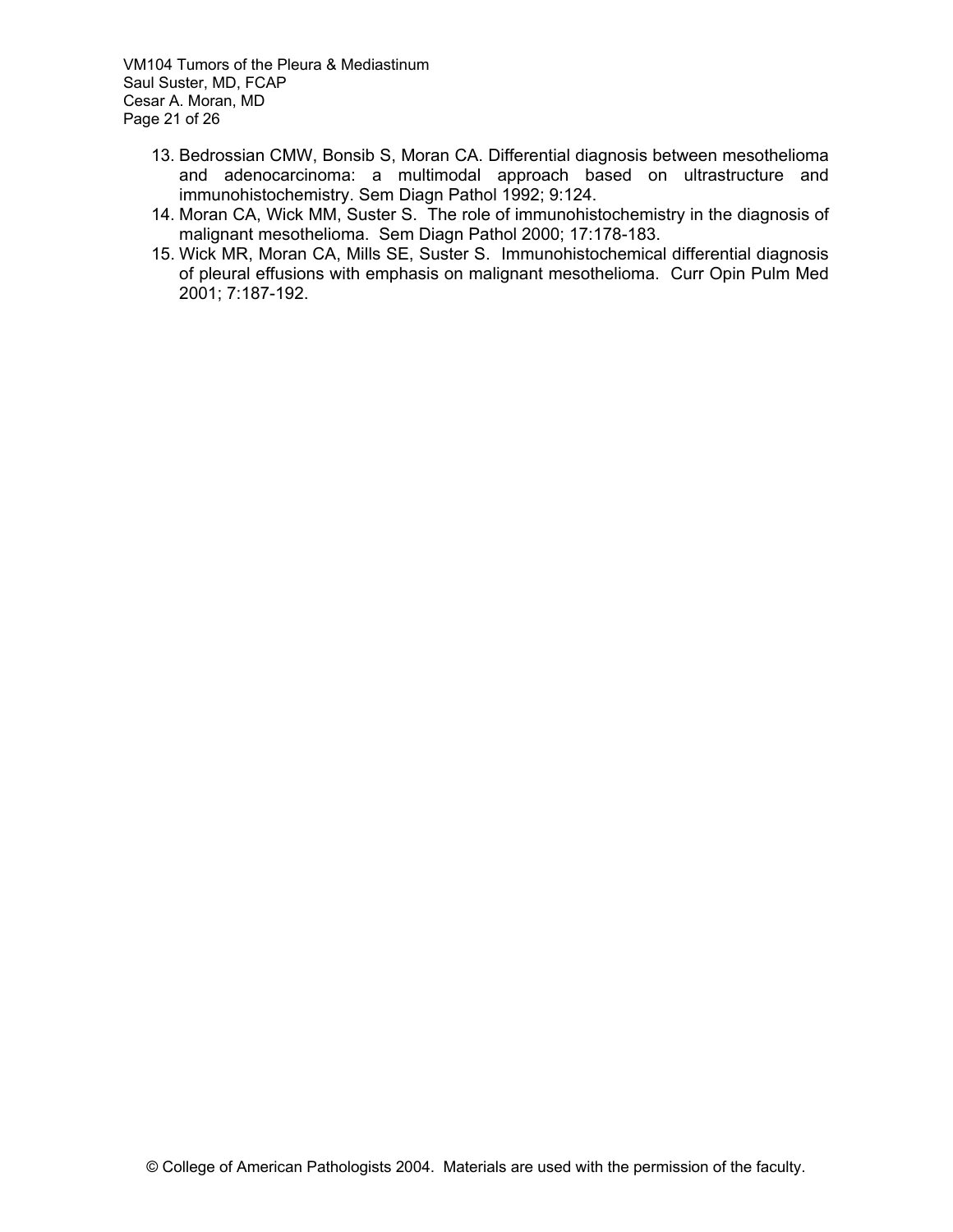13. Bedrossian CMW, Bonsib S, Moran CA. Differential diagnosis between mesothelioma and adenocarcinoma: a multimodal approach based on ultrastructure and immunohistochemistry. Sem Diagn Pathol 1992; 9:124.
14. Moran CA, Wick MM, Suster S. The role of immunohistochemistry in the diagnosis of malignant mesothelioma. Sem Diagn Pathol 2000; 17:178-183.
15. Wick MR, Moran CA, Mills SE, Suster S. Immunohistochemical differential diagnosis of pleural effusions with emphasis on malignant mesothelioma. Curr Opin Pulm Med 2001; 7:187-192.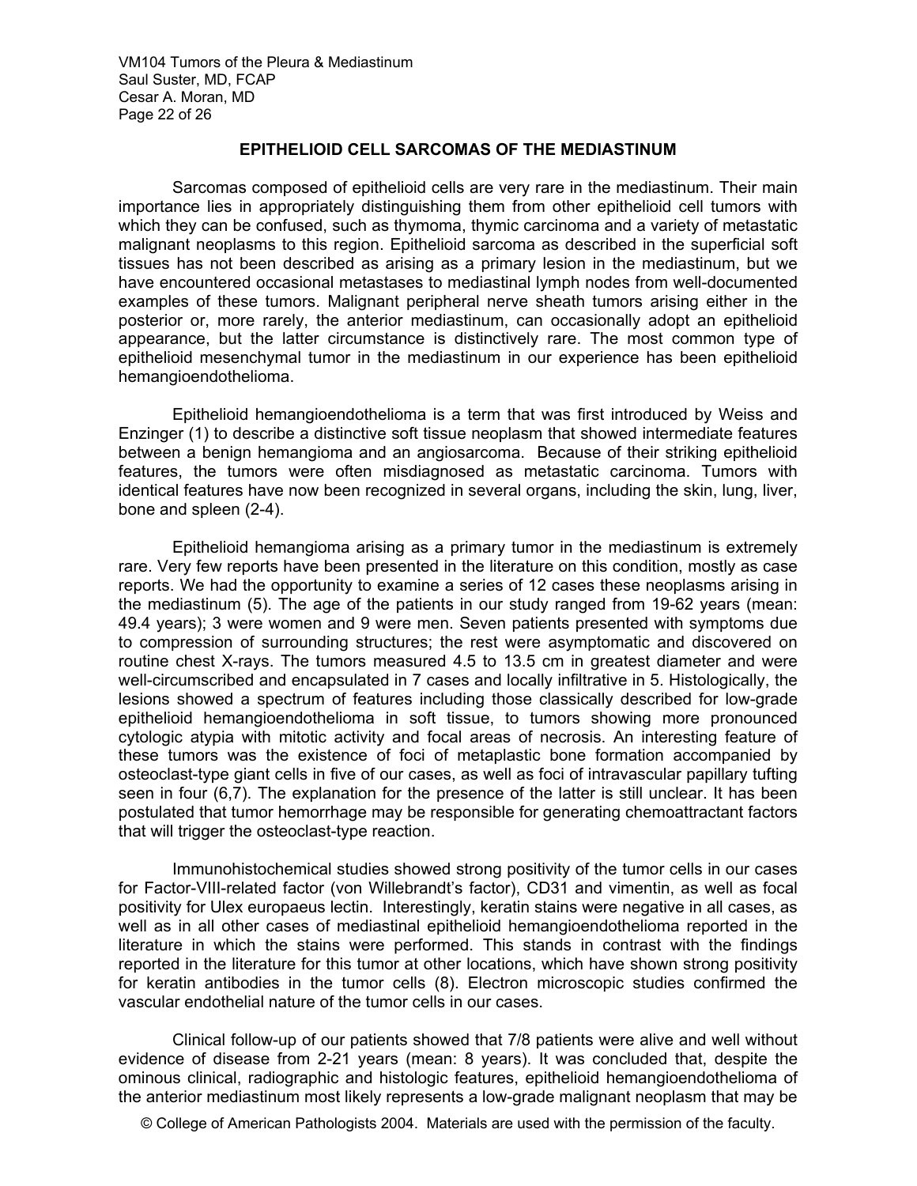## EPITHELIOID CELL SARCOMAS OF THE MEDIASTINUM

Sarcomas composed of epithelioid cells are very rare in the mediastinum. Their main importance lies in appropriately distinguishing them from other epithelioid cell tumors with which they can be confused, such as thymoma, thymic carcinoma and a variety of metastatic malignant neoplasms to this region. Epithelioid sarcoma as described in the superficial soft tissues has not been described as arising as a primary lesion in the mediastinum, but we have encountered occasional metastases to mediastinal lymph nodes from well-documented examples of these tumors. Malignant peripheral nerve sheath tumors arising either in the posterior or, more rarely, the anterior mediastinum, can occasionally adopt an epithelioid appearance, but the latter circumstance is distinctively rare. The most common type of epithelioid mesenchymal tumor in the mediastinum in our experience has been epithelioid hemangioendothelioma.

Epithelioid hemangioendothelioma is a term that was first introduced by Weiss and Enzinger (1) to describe a distinctive soft tissue neoplasm that showed intermediate features between a benign hemangioma and an angiosarcoma. Because of their striking epithelioid features, the tumors were often misdiagnosed as metastatic carcinoma. Tumors with identical features have now been recognized in several organs, including the skin, lung, liver, bone and spleen (2-4).

Epithelioid hemangioma arising as a primary tumor in the mediastinum is extremely rare. Very few reports have been presented in the literature on this condition, mostly as case reports. We had the opportunity to examine a series of 12 cases these neoplasms arising in the mediastinum (5). The age of the patients in our study ranged from 19-62 years (mean: 49.4 years); 3 were women and 9 were men. Seven patients presented with symptoms due to compression of surrounding structures; the rest were asymptomatic and discovered on routine chest X-rays. The tumors measured 4.5 to 13.5 cm in greatest diameter and were well-circumscribed and encapsulated in 7 cases and locally infiltrative in 5. Histologically, the lesions showed a spectrum of features including those classically described for low-grade epithelioid hemangioendothelioma in soft tissue, to tumors showing more pronounced cytologic atypia with mitotic activity and focal areas of necrosis. An interesting feature of these tumors was the existence of foci of metaplastic bone formation accompanied by osteoclast-type giant cells in five of our cases, as well as foci of intravascular papillary tufting seen in four (6,7). The explanation for the presence of the latter is still unclear. It has been postulated that tumor hemorrhage may be responsible for generating chemoattractant factors that will trigger the osteoclast-type reaction.

Immunohistochemical studies showed strong positivity of the tumor cells in our cases for Factor-VIII-related factor (von Willebrandt's factor), CD31 and vimentin, as well as focal positivity for Ulex europaeus lectin. Interestingly, keratin stains were negative in all cases, as well as in all other cases of mediastinal epithelioid hemangioendothelioma reported in the literature in which the stains were performed. This stands in contrast with the findings reported in the literature for this tumor at other locations, which have shown strong positivity for keratin antibodies in the tumor cells (8). Electron microscopic studies confirmed the vascular endothelial nature of the tumor cells in our cases.

Clinical follow-up of our patients showed that 7/8 patients were alive and well without evidence of disease from 2-21 years (mean: 8 years). It was concluded that, despite the ominous clinical, radiographic and histologic features, epithelioid hemangioendothelioma of the anterior mediastinum most likely represents a low-grade malignant neoplasm that may be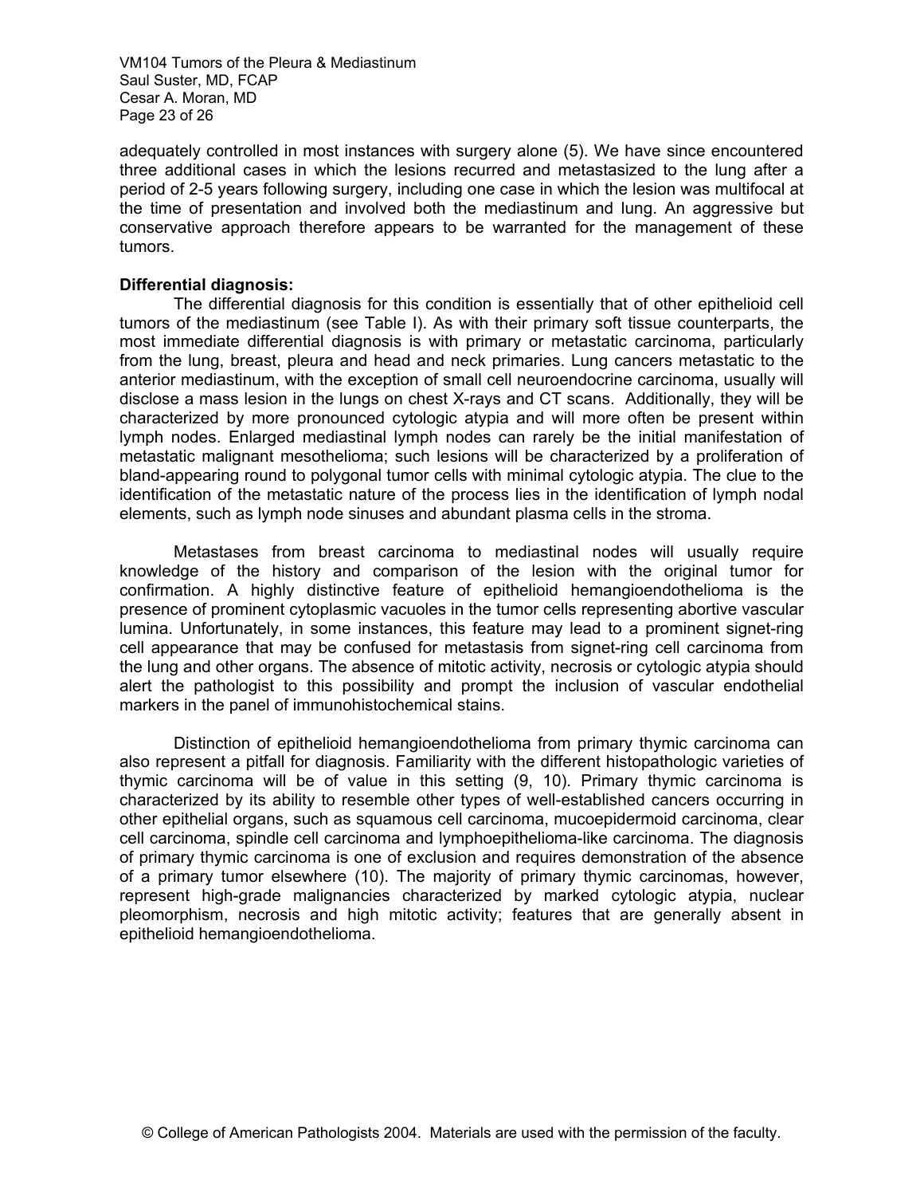adequately controlled in most instances with surgery alone (5). We have since encountered three additional cases in which the lesions recurred and metastasized to the lung after a period of 2-5 years following surgery, including one case in which the lesion was multifocal at the time of presentation and involved both the mediastinum and lung. An aggressive but conservative approach therefore appears to be warranted for the management of these tumors.

**Differential diagnosis:**

The differential diagnosis for this condition is essentially that of other epithelioid cell tumors of the mediastinum (see Table I). As with their primary soft tissue counterparts, the most immediate differential diagnosis is with primary or metastatic carcinoma, particularly from the lung, breast, pleura and head and neck primaries. Lung cancers metastatic to the anterior mediastinum, with the exception of small cell neuroendocrine carcinoma, usually will disclose a mass lesion in the lungs on chest X-rays and CT scans. Additionally, they will be characterized by more pronounced cytologic atypia and will more often be present within lymph nodes. Enlarged mediastinal lymph nodes can rarely be the initial manifestation of metastatic malignant mesothelioma; such lesions will be characterized by a proliferation of bland-appearing round to polygonal tumor cells with minimal cytologic atypia. The clue to the identification of the metastatic nature of the process lies in the identification of lymph nodal elements, such as lymph node sinuses and abundant plasma cells in the stroma.

Metastases from breast carcinoma to mediastinal nodes will usually require knowledge of the history and comparison of the lesion with the original tumor for confirmation. A highly distinctive feature of epithelioid hemangioendothelioma is the presence of prominent cytoplasmic vacuoles in the tumor cells representing abortive vascular lumina. Unfortunately, in some instances, this feature may lead to a prominent signet-ring cell appearance that may be confused for metastasis from signet-ring cell carcinoma from the lung and other organs. The absence of mitotic activity, necrosis or cytologic atypia should alert the pathologist to this possibility and prompt the inclusion of vascular endothelial markers in the panel of immunohistochemical stains.

Distinction of epithelioid hemangioendothelioma from primary thymic carcinoma can also represent a pitfall for diagnosis. Familiarity with the different histopathologic varieties of thymic carcinoma will be of value in this setting (9, 10). Primary thymic carcinoma is characterized by its ability to resemble other types of well-established cancers occurring in other epithelial organs, such as squamous cell carcinoma, mucoepidermoid carcinoma, clear cell carcinoma, spindle cell carcinoma and lymphoepithelioma-like carcinoma. The diagnosis of primary thymic carcinoma is one of exclusion and requires demonstration of the absence of a primary tumor elsewhere (10). The majority of primary thymic carcinomas, however, represent high-grade malignancies characterized by marked cytologic atypia, nuclear pleomorphism, necrosis and high mitotic activity; features that are generally absent in epithelioid hemangioendothelioma.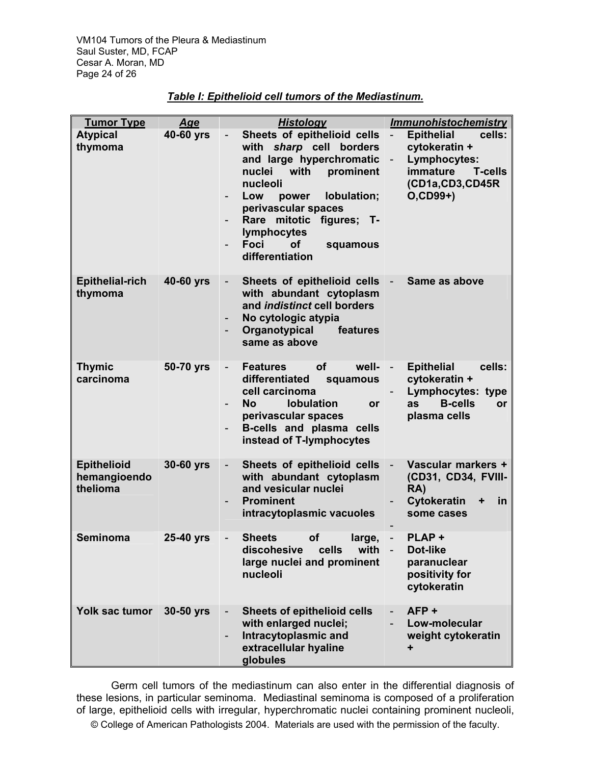***Table I: Epithelioid cell tumors of the Mediastinum.***

| Tumor Type | Age | Histology | Immunohistochemistry |
|---|---|---|---|
| **Atypical thymoma** | **40-60 yrs** | - **Sheets of epithelioid cells with *sharp* cell borders and large hyperchromatic nuclei with prominent nucleoli**<br>- **Low power lobulation; perivascular spaces**<br>- **Rare mitotic figures; T-lymphocytes**<br>- **Foci of squamous differentiation** | - **Epithelial cells: cytokeratin +**<br>- **Lymphocytes: immature T-cells (CD1a,CD3,CD45RO,CD99+)** |
| **Epithelial-rich thymoma** | **40-60 yrs** | - **Sheets of epithelioid cells with abundant cytoplasm and *indistinct* cell borders**<br>- **No cytologic atypia**<br>- **Organotypical features same as above** | - **Same as above** |
| **Thymic carcinoma** | **50-70 yrs** | - **Features of well-differentiated squamous cell carcinoma**<br>- **No lobulation or perivascular spaces**<br>- **B-cells and plasma cells instead of T-lymphocytes** | - **Epithelial cells: cytokeratin +**<br>- **Lymphocytes: type as B-cells or plasma cells** |
| **Epithelioid hemangioendothelioma** | **30-60 yrs** | - **Sheets of epithelioid cells with abundant cytoplasm and vesicular nuclei**<br>- **Prominent intracytoplasmic vacuoles** | - **Vascular markers + (CD31, CD34, FVIII-RA)**<br>- **Cytokeratin + in some cases**<br>- |
| **Seminoma** | **25-40 yrs** | - **Sheets of large, discohesive cells with large nuclei and prominent nucleoli** | - **PLAP +**<br>- **Dot-like paranuclear positivity for cytokeratin** |
| **Yolk sac tumor** | **30-50 yrs** | - **Sheets of epithelioid cells with enlarged nuclei;**<br>- **Intracytoplasmic and extracellular hyaline globules** | - **AFP +**<br>- **Low-molecular weight cytokeratin +** |

Germ cell tumors of the mediastinum can also enter in the differential diagnosis of these lesions, in particular seminoma. Mediastinal seminoma is composed of a proliferation of large, epithelioid cells with irregular, hyperchromatic nuclei containing prominent nucleoli,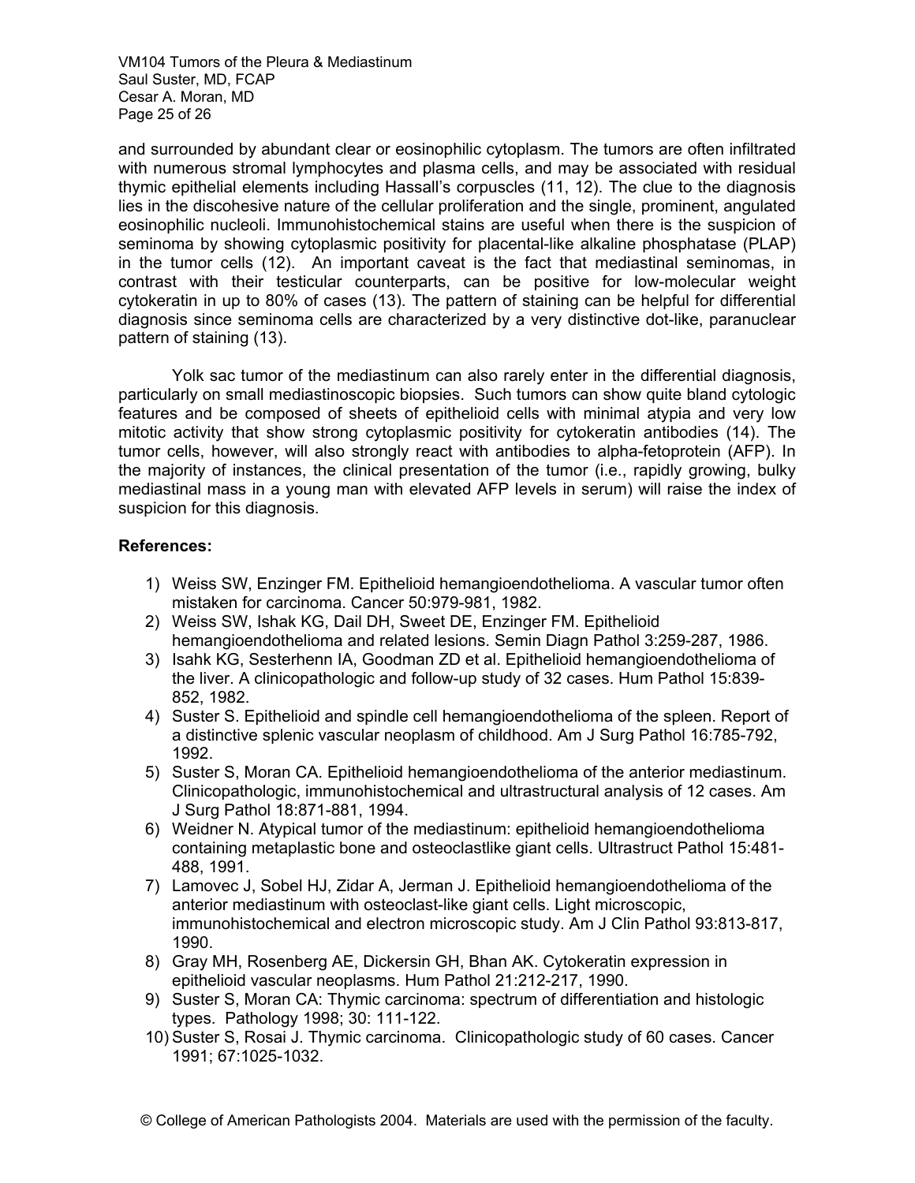and surrounded by abundant clear or eosinophilic cytoplasm. The tumors are often infiltrated with numerous stromal lymphocytes and plasma cells, and may be associated with residual thymic epithelial elements including Hassall's corpuscles (11, 12). The clue to the diagnosis lies in the discohesive nature of the cellular proliferation and the single, prominent, angulated eosinophilic nucleoli. Immunohistochemical stains are useful when there is the suspicion of seminoma by showing cytoplasmic positivity for placental-like alkaline phosphatase (PLAP) in the tumor cells (12). An important caveat is the fact that mediastinal seminomas, in contrast with their testicular counterparts, can be positive for low-molecular weight cytokeratin in up to 80% of cases (13). The pattern of staining can be helpful for differential diagnosis since seminoma cells are characterized by a very distinctive dot-like, paranuclear pattern of staining (13).

Yolk sac tumor of the mediastinum can also rarely enter in the differential diagnosis, particularly on small mediastinoscopic biopsies. Such tumors can show quite bland cytologic features and be composed of sheets of epithelioid cells with minimal atypia and very low mitotic activity that show strong cytoplasmic positivity for cytokeratin antibodies (14). The tumor cells, however, will also strongly react with antibodies to alpha-fetoprotein (AFP). In the majority of instances, the clinical presentation of the tumor (i.e., rapidly growing, bulky mediastinal mass in a young man with elevated AFP levels in serum) will raise the index of suspicion for this diagnosis.

**References:**

1) Weiss SW, Enzinger FM. Epithelioid hemangioendothelioma. A vascular tumor often mistaken for carcinoma. Cancer 50:979-981, 1982.
2) Weiss SW, Ishak KG, Dail DH, Sweet DE, Enzinger FM. Epithelioid hemangioendothelioma and related lesions. Semin Diagn Pathol 3:259-287, 1986.
3) Isahk KG, Sesterhenn IA, Goodman ZD et al. Epithelioid hemangioendothelioma of the liver. A clinicopathologic and follow-up study of 32 cases. Hum Pathol 15:839-852, 1982.
4) Suster S. Epithelioid and spindle cell hemangioendothelioma of the spleen. Report of a distinctive splenic vascular neoplasm of childhood. Am J Surg Pathol 16:785-792, 1992.
5) Suster S, Moran CA. Epithelioid hemangioendothelioma of the anterior mediastinum. Clinicopathologic, immunohistochemical and ultrastructural analysis of 12 cases. Am J Surg Pathol 18:871-881, 1994.
6) Weidner N. Atypical tumor of the mediastinum: epithelioid hemangioendothelioma containing metaplastic bone and osteoclastlike giant cells. Ultrastruct Pathol 15:481-488, 1991.
7) Lamovec J, Sobel HJ, Zidar A, Jerman J. Epithelioid hemangioendothelioma of the anterior mediastinum with osteoclast-like giant cells. Light microscopic, immunohistochemical and electron microscopic study. Am J Clin Pathol 93:813-817, 1990.
8) Gray MH, Rosenberg AE, Dickersin GH, Bhan AK. Cytokeratin expression in epithelioid vascular neoplasms. Hum Pathol 21:212-217, 1990.
9) Suster S, Moran CA: Thymic carcinoma: spectrum of differentiation and histologic types. Pathology 1998; 30: 111-122.
10) Suster S, Rosai J. Thymic carcinoma. Clinicopathologic study of 60 cases. Cancer 1991; 67:1025-1032.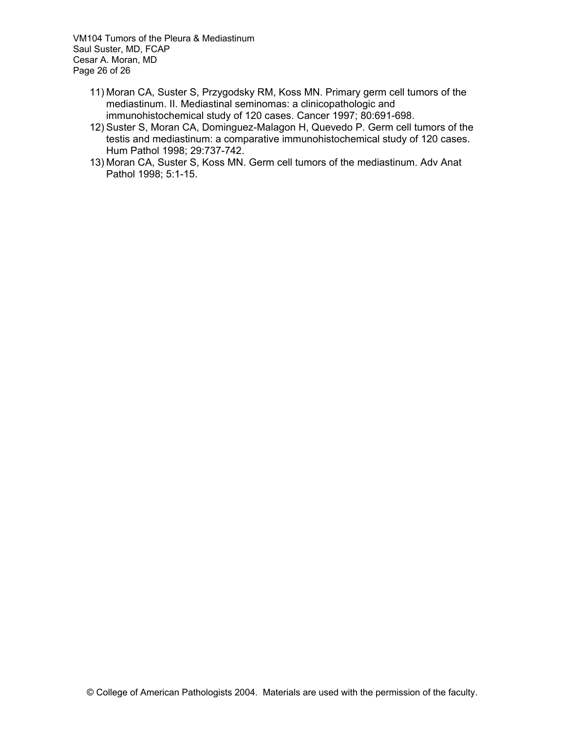11) Moran CA, Suster S, Przygodsky RM, Koss MN. Primary germ cell tumors of the mediastinum. II. Mediastinal seminomas: a clinicopathologic and immunohistochemical study of 120 cases. Cancer 1997; 80:691-698.
12) Suster S, Moran CA, Dominguez-Malagon H, Quevedo P. Germ cell tumors of the testis and mediastinum: a comparative immunohistochemical study of 120 cases. Hum Pathol 1998; 29:737-742.
13) Moran CA, Suster S, Koss MN. Germ cell tumors of the mediastinum. Adv Anat Pathol 1998; 5:1-15.